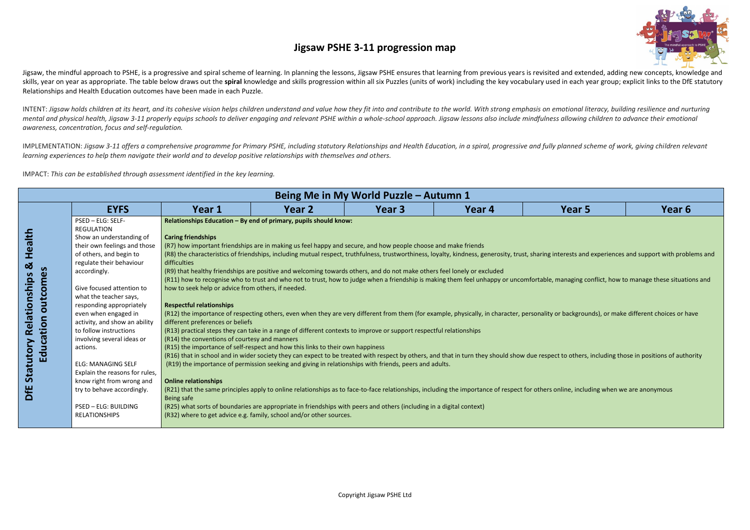# Jigsaw PSHE 3-11 progression map

Jigsaw, the mindful approach to PSHE, is a progressive and spiral scheme of learning. In planning the lessons, Jigsaw PSHE ensures that learning from previous years is revisited and extended, adding new concepts, knowledge and skills, year on year as appropriate. The table below draws out the **spiral** knowledge and skills progression within all six Puzzles (units of work) including the key vocabulary used in each year group; explicit links to the DfE statutory Relationships and Health Education outcomes have been made in each Puzzle.

INTENT: *Jigsaw holds children at its heart, and its cohesive vision helps children understand and value how they fit into and contribute to the world. With strong emphasis on emotional literacy, building resilience and nurturing mental and physical health, Jigsaw 3-11 properly equips schools to deliver engaging and relevant PSHE within a whole-school approach. Jigsaw lessons also include mindfulness allowing children to advance their emotional awareness, concentration, focus and self-regulation.*

IMPLEMENTATION: *Jigsaw 3-11 offers a comprehensive programme for Primary PSHE, including statutory Relationships and Health Education, in a spiral, progressive and fully planned scheme of work, giving children relevant learning experiences to help them navigate their world and to develop positive relationships with themselves and others.*

IMPACT: *This can be established through assessment identified in the key learning.*

## Being Me in My World Puzzle – Autumn 1

| | EYFS | Year 1 | Year 2 | Year 3 | Year 4 | Year 5 | Year 6 |
|---|---|---|---|---|---|---|---|
| **DfE Statutory Relationships & Health Education outcomes** | PSED – ELG: SELF-REGULATION<br>Show an understanding of their own feelings and those of others, and begin to regulate their behaviour accordingly.<br><br>Give focused attention to what the teacher says, responding appropriately even when engaged in activity, and show an ability to follow instructions involving several ideas or actions.<br><br>ELG: MANAGING SELF<br>Explain the reasons for rules, know right from wrong and try to behave accordingly.<br><br>PSED – ELG: BUILDING RELATIONSHIPS | **Relationships Education – By end of primary, pupils should know:**<br><br>**Caring friendships**<br>(R7) how important friendships are in making us feel happy and secure, and how people choose and make friends<br>(R8) the characteristics of friendships, including mutual respect, truthfulness, trustworthiness, loyalty, kindness, generosity, trust, sharing interests and experiences and support with problems and difficulties<br>(R9) that healthy friendships are positive and welcoming towards others, and do not make others feel lonely or excluded<br>(R11) how to recognise who to trust and who not to trust, how to judge when a friendship is making them feel unhappy or uncomfortable, managing conflict, how to manage these situations and how to seek help or advice from others, if needed.<br><br>**Respectful relationships**<br>(R12) the importance of respecting others, even when they are very different from them (for example, physically, in character, personality or backgrounds), or make different choices or have different preferences or beliefs<br>(R13) practical steps they can take in a range of different contexts to improve or support respectful relationships<br>(R14) the conventions of courtesy and manners<br>(R15) the importance of self-respect and how this links to their own happiness<br>(R16) that in school and in wider society they can expect to be treated with respect by others, and that in turn they should show due respect to others, including those in positions of authority<br>(R19) the importance of permission seeking and giving in relationships with friends, peers and adults.<br><br>**Online relationships**<br>(R21) that the same principles apply to online relationships as to face-to-face relationships, including the importance of respect for others online, including when we are anonymous<br>Being safe<br>(R25) what sorts of boundaries are appropriate in friendships with peers and others (including in a digital context)<br>(R32) where to get advice e.g. family, school and/or other sources. | | | | | |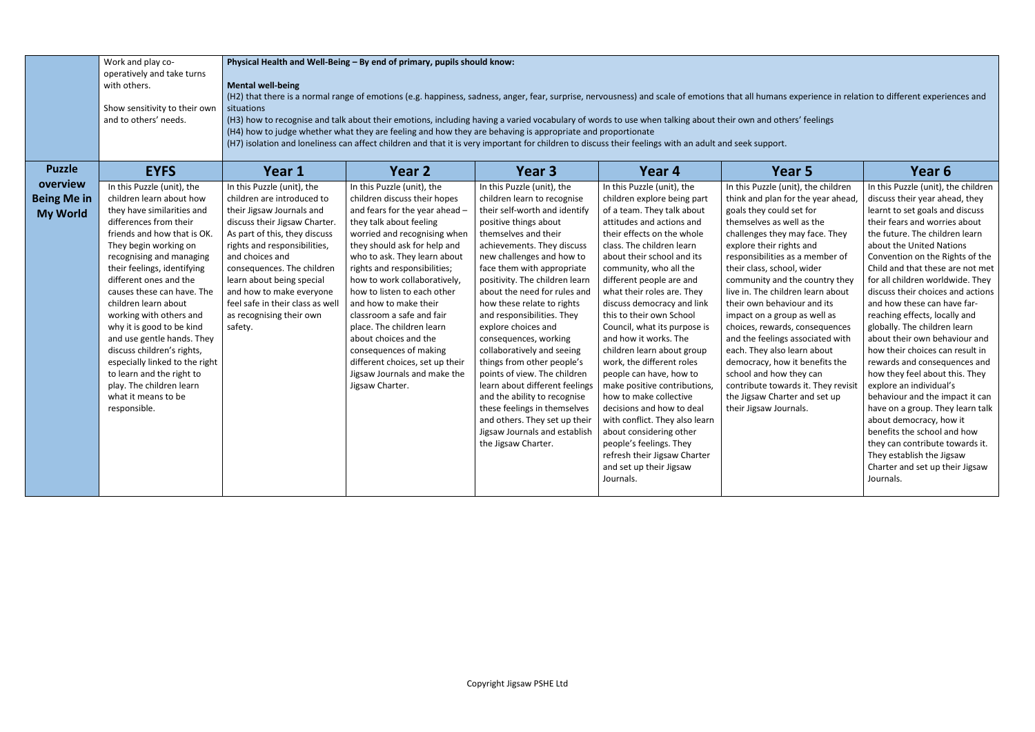| | Work and play co-operatively and take turns with others.<br><br>Show sensitivity to their own and to others' needs. | **Physical Health and Well-Being – By end of primary, pupils should know:**<br><br>**Mental well-being**<br>(H2) that there is a normal range of emotions (e.g. happiness, sadness, anger, fear, surprise, nervousness) and scale of emotions that all humans experience in relation to different experiences and situations<br>(H3) how to recognise and talk about their emotions, including having a varied vocabulary of words to use when talking about their own and others' feelings<br>(H4) how to judge whether what they are feeling and how they are behaving is appropriate and proportionate<br>(H7) isolation and loneliness can affect children and that it is very important for children to discuss their feelings with an adult and seek support. | | | | | |
|---|---|---|---|---|---|---|---|
| **Puzzle overview Being Me in My World** | **EYFS** | **Year 1** | **Year 2** | **Year 3** | **Year 4** | **Year 5** | **Year 6** |
| | In this Puzzle (unit), the children learn about how they have similarities and differences from their friends and how that is OK. They begin working on recognising and managing their feelings, identifying different ones and the causes these can have. The children learn about working with others and why it is good to be kind and use gentle hands. They discuss children's rights, especially linked to the right to learn and the right to play. The children learn what it means to be responsible. | In this Puzzle (unit), the children are introduced to their Jigsaw Journals and discuss their Jigsaw Charter. As part of this, they discuss rights and responsibilities, and choices and consequences. The children learn about being special and how to make everyone feel safe in their class as well as recognising their own safety. | In this Puzzle (unit), the children discuss their hopes and fears for the year ahead – they talk about feeling worried and recognising when they should ask for help and who to ask. They learn about rights and responsibilities; how to work collaboratively, how to listen to each other and how to make their classroom a safe and fair place. The children learn about choices and the consequences of making different choices, set up their Jigsaw Journals and make the Jigsaw Charter. | In this Puzzle (unit), the children learn to recognise their self-worth and identify positive things about themselves and their achievements. They discuss new challenges and how to face them with appropriate positivity. The children learn about the need for rules and how these relate to rights and responsibilities. They explore choices and consequences, working collaboratively and seeing things from other people's points of view. The children learn about different feelings and the ability to recognise these feelings in themselves and others. They set up their Jigsaw Journals and establish the Jigsaw Charter. | In this Puzzle (unit), the children explore being part of a team. They talk about attitudes and actions and their effects on the whole class. The children learn about their school and its community, who all the different people are and what their roles are. They discuss democracy and link this to their own School Council, what its purpose is and how it works. The children learn about group work, the different roles people can have, how to make positive contributions, how to make collective decisions and how to deal with conflict. They also learn about considering other people's feelings. They refresh their Jigsaw Charter and set up their Jigsaw Journals. | In this Puzzle (unit), the children think and plan for the year ahead, goals they could set for themselves as well as the challenges they may face. They explore their rights and responsibilities as a member of their class, school, wider community and the country they live in. The children learn about their own behaviour and its impact on a group as well as choices, rewards, consequences and the feelings associated with each. They also learn about democracy, how it benefits the school and how they can contribute towards it. They revisit the Jigsaw Charter and set up their Jigsaw Journals. | In this Puzzle (unit), the children discuss their year ahead, they learnt to set goals and discuss their fears and worries about the future. The children learn about the United Nations Convention on the Rights of the Child and that these are not met for all children worldwide. They discuss their choices and actions and how these can have far-reaching effects, locally and globally. The children learn about their own behaviour and rewards and consequences and how their choices can result in how they feel about this. They explore an individual's behaviour and the impact it can have on a group. They learn talk about democracy, how it benefits the school and how they can contribute towards it. They establish the Jigsaw Charter and set up their Jigsaw Journals. |

Copyright Jigsaw PSHE Ltd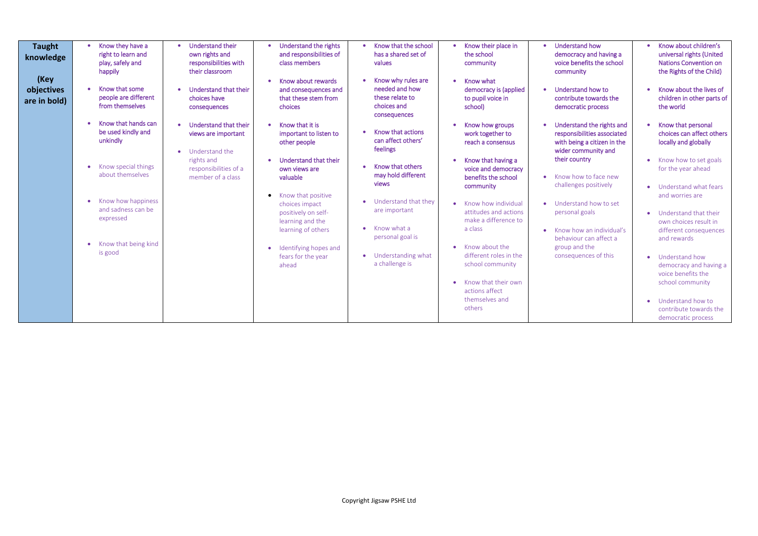| **Taught knowledge (Key objectives are in bold)** | | | | | | | |
|---|---|---|---|---|---|---|---|
| | • **Know they have a right to learn and play, safely and happily**<br>• **Know that some people are different from themselves**<br>• **Know that hands can be used kindly and unkindly**<br>• Know special things about themselves<br>• Know how happiness and sadness can be expressed<br>• Know that being kind is good | • **Understand their own rights and responsibilities with their classroom**<br>• **Understand that their choices have consequences**<br>• **Understand that their views are important**<br>• Understand the rights and responsibilities of a member of a class | • **Understand the rights and responsibilities of class members**<br>• **Know about rewards and consequences and that these stem from choices**<br>• **Know that it is important to listen to other people**<br>• **Understand that their own views are valuable**<br>• Know that positive choices impact positively on self-learning and the learning of others<br>• Identifying hopes and fears for the year ahead | • **Know that the school has a shared set of values**<br>• **Know why rules are needed and how these relate to choices and consequences**<br>• **Know that actions can affect others' feelings**<br>• **Know that others may hold different views**<br>• Understand that they are important<br>• Know what a personal goal is<br>• Understanding what a challenge is | • **Know their place in the school community**<br>• **Know what democracy is (applied to pupil voice in school)**<br>• **Know how groups work together to reach a consensus**<br>• **Know that having a voice and democracy benefits the school community**<br>• Know how individual attitudes and actions make a difference to a class<br>• Know about the different roles in the school community<br>• Know that their own actions affect themselves and others | • **Understand how democracy and having a voice benefits the school community**<br>• **Understand how to contribute towards the democratic process**<br>• **Understand the rights and responsibilities associated with being a citizen in the wider community and their country**<br>• Know how to face new challenges positively<br>• Understand how to set personal goals<br>• Know how an individual's behaviour can affect a group and the consequences of this | • **Know about children's universal rights (United Nations Convention on the Rights of the Child)**<br>• **Know about the lives of children in other parts of the world**<br>• **Know that personal choices can affect others locally and globally**<br>• Know how to set goals for the year ahead<br>• Understand what fears and worries are<br>• Understand that their own choices result in different consequences and rewards<br>• Understand how democracy and having a voice benefits the school community<br>• Understand how to contribute towards the democratic process |

Copyright Jigsaw PSHE Ltd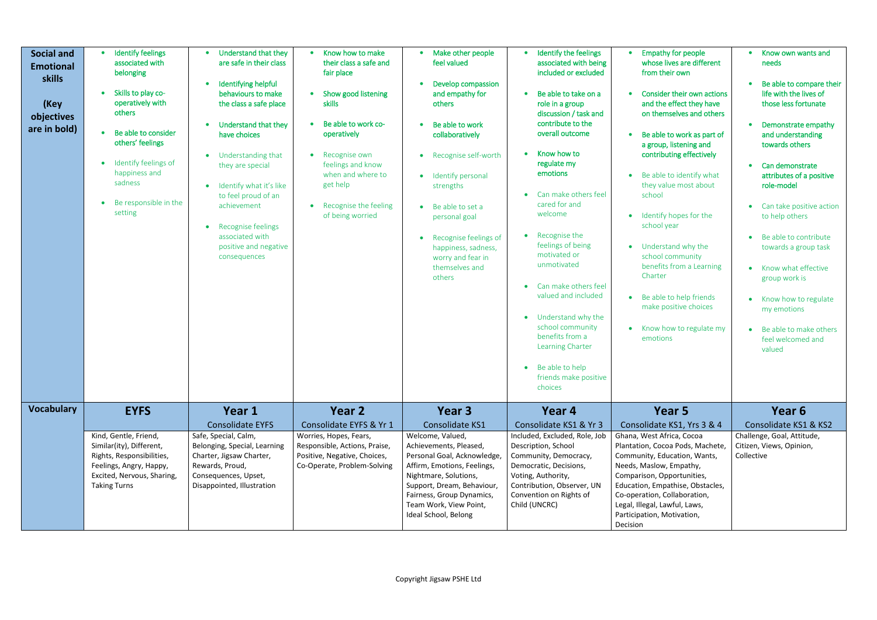| **Social and Emotional skills**<br><br>**(Key objectives are in bold)** | **EYFS** | **Year 1** | **Year 2** | **Year 3** | **Year 4** | **Year 5** | **Year 6** |
|---|---|---|---|---|---|---|---|
| | • **Identify feelings associated with belonging**<br>• **Skills to play co-operatively with others**<br>• **Be able to consider others' feelings**<br>• Identify feelings of happiness and sadness<br>• Be responsible in the setting | • **Understand that they are safe in their class**<br>• **Identifying helpful behaviours to make the class a safe place**<br>• **Understand that they have choices**<br>• Understanding that they are special<br>• Identify what it's like to feel proud of an achievement<br>• Recognise feelings associated with positive and negative consequences | • **Know how to make their class a safe and fair place**<br>• **Show good listening skills**<br>• **Be able to work co-operatively**<br>• Recognise own feelings and know when and where to get help<br>• Recognise the feeling of being worried | • **Make other people feel valued**<br>• **Develop compassion and empathy for others**<br>• **Be able to work collaboratively**<br>• Recognise self-worth<br>• Identify personal strengths<br>• Be able to set a personal goal<br>• Recognise feelings of happiness, sadness, worry and fear in themselves and others | • **Identify the feelings associated with being included or excluded**<br>• **Be able to take on a role in a group discussion / task and contribute to the overall outcome**<br>• **Know how to regulate my emotions**<br>• Can make others feel cared for and welcome<br>• Recognise the feelings of being motivated or unmotivated<br>• Can make others feel valued and included<br>• Understand why the school community benefits from a Learning Charter<br>• Be able to help friends make positive choices | • **Empathy for people whose lives are different from their own**<br>• **Consider their own actions and the effect they have on themselves and others**<br>• **Be able to work as part of a group, listening and contributing effectively**<br>• Be able to identify what they value most about school<br>• Identify hopes for the school year<br>• Understand why the school community benefits from a Learning Charter<br>• Be able to help friends make positive choices<br>• Know how to regulate my emotions | • **Know own wants and needs**<br>• **Be able to compare their life with the lives of those less fortunate**<br>• **Demonstrate empathy and understanding towards others**<br>• **Can demonstrate attributes of a positive role-model**<br>• Can take positive action to help others<br>• Be able to contribute towards a group task<br>• Know what effective group work is<br>• Know how to regulate my emotions<br>• Be able to make others feel welcomed and valued |
| **Vocabulary** | **EYFS** | **Year 1**<br>Consolidate EYFS | **Year 2**<br>Consolidate EYFS & Yr 1 | **Year 3**<br>Consolidate KS1 | **Year 4**<br>Consolidate KS1 & Yr 3 | **Year 5**<br>Consolidate KS1, Yrs 3 & 4 | **Year 6**<br>Consolidate KS1 & KS2 |
| | Kind, Gentle, Friend, Similar(ity), Different, Rights, Responsibilities, Feelings, Angry, Happy, Excited, Nervous, Sharing, Taking Turns | Safe, Special, Calm, Belonging, Special, Learning Charter, Jigsaw Charter, Rewards, Proud, Consequences, Upset, Disappointed, Illustration | Worries, Hopes, Fears, Responsible, Actions, Praise, Positive, Negative, Choices, Co-Operate, Problem-Solving | Welcome, Valued, Achievements, Pleased, Personal Goal, Acknowledge, Affirm, Emotions, Feelings, Nightmare, Solutions, Support, Dream, Behaviour, Fairness, Group Dynamics, Team Work, View Point, Ideal School, Belong | Included, Excluded, Role, Job Description, School Community, Democracy, Democratic, Decisions, Voting, Authority, Contribution, Observer, UN Convention on Rights of Child (UNCRC) | Ghana, West Africa, Cocoa Plantation, Cocoa Pods, Machete, Community, Education, Wants, Needs, Maslow, Empathy, Comparison, Opportunities, Education, Empathise, Obstacles, Co-operation, Collaboration, Legal, Illegal, Lawful, Laws, Participation, Motivation, Decision | Challenge, Goal, Attitude, Citizen, Views, Opinion, Collective |

Copyright Jigsaw PSHE Ltd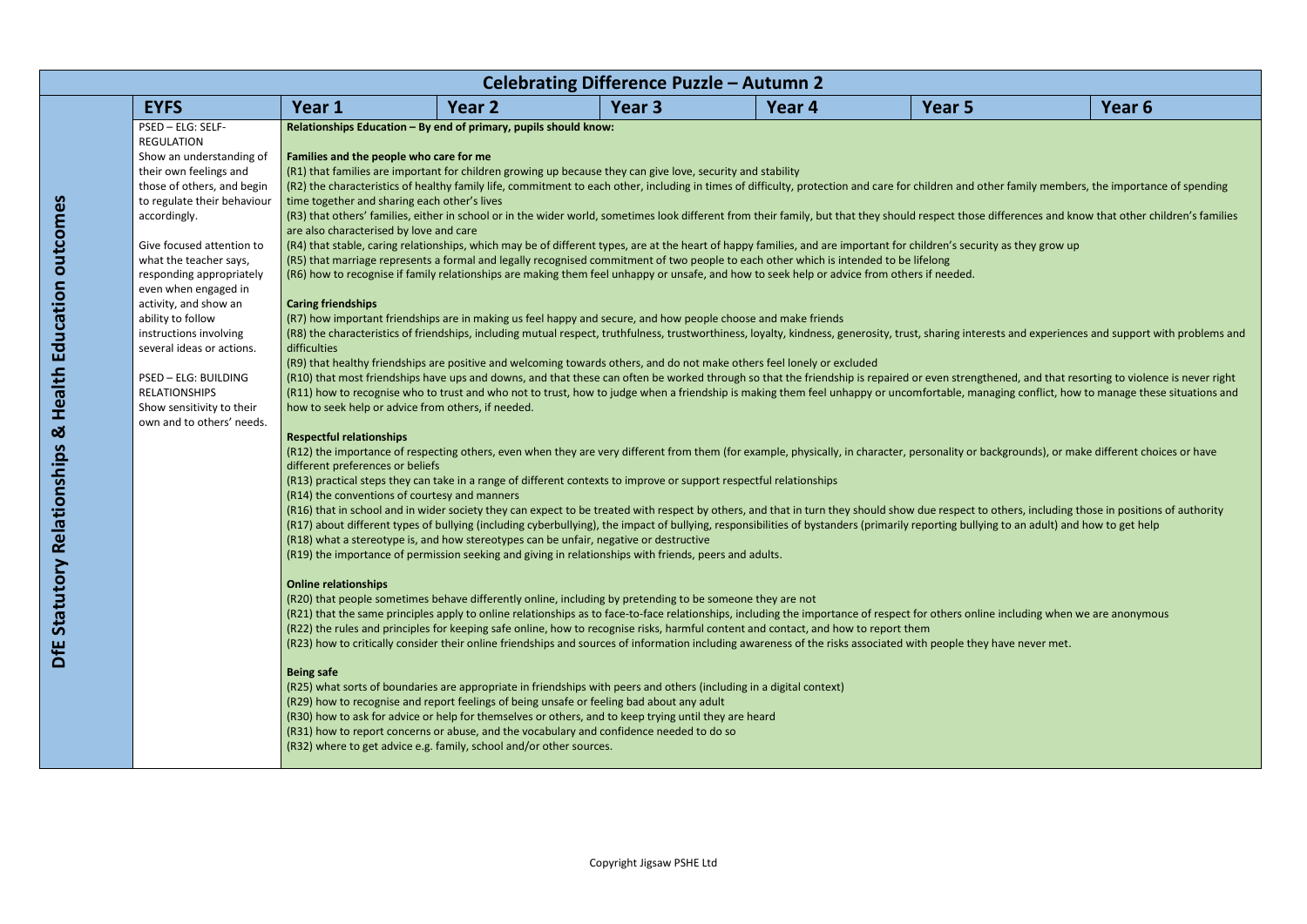| | EYFS | Year 1 | Year 2 | Year 3 | Year 4 | Year 5 | Year 6 |
|---|---|---|---|---|---|---|---|
| **Celebrating Difference Puzzle – Autumn 2** | | | | | | | |
| **DfE Statutory Relationships & Health Education outcomes** | PSED – ELG: SELF-REGULATION<br>Show an understanding of their own feelings and those of others, and begin to regulate their behaviour accordingly.<br><br>Give focused attention to what the teacher says, responding appropriately even when engaged in activity, and show an ability to follow instructions involving several ideas or actions.<br><br>PSED – ELG: BUILDING RELATIONSHIPS<br>Show sensitivity to their own and to others' needs. | **Relationships Education – By end of primary, pupils should know:**<br><br>**Families and the people who care for me**<br>(R1) that families are important for children growing up because they can give love, security and stability<br>(R2) the characteristics of healthy family life, commitment to each other, including in times of difficulty, protection and care for children and other family members, the importance of spending time together and sharing each other's lives<br>(R3) that others' families, either in school or in the wider world, sometimes look different from their family, but that they should respect those differences and know that other children's families are also characterised by love and care<br>(R4) that stable, caring relationships, which may be of different types, are at the heart of happy families, and are important for children's security as they grow up<br>(R5) that marriage represents a formal and legally recognised commitment of two people to each other which is intended to be lifelong<br>(R6) how to recognise if family relationships are making them feel unhappy or unsafe, and how to seek help or advice from others if needed.<br><br>**Caring friendships**<br>(R7) how important friendships are in making us feel happy and secure, and how people choose and make friends<br>(R8) the characteristics of friendships, including mutual respect, truthfulness, trustworthiness, loyalty, kindness, generosity, trust, sharing interests and experiences and support with problems and difficulties<br>(R9) that healthy friendships are positive and welcoming towards others, and do not make others feel lonely or excluded<br>(R10) that most friendships have ups and downs, and that these can often be worked through so that the friendship is repaired or even strengthened, and that resorting to violence is never right<br>(R11) how to recognise who to trust and who not to trust, how to judge when a friendship is making them feel unhappy or uncomfortable, managing conflict, how to manage these situations and how to seek help or advice from others, if needed.<br><br>**Respectful relationships**<br>(R12) the importance of respecting others, even when they are very different from them (for example, physically, in character, personality or backgrounds), or make different choices or have different preferences or beliefs<br>(R13) practical steps they can take in a range of different contexts to improve or support respectful relationships<br>(R14) the conventions of courtesy and manners<br>(R16) that in school and in wider society they can expect to be treated with respect by others, and that in turn they should show due respect to others, including those in positions of authority<br>(R17) about different types of bullying (including cyberbullying), the impact of bullying, responsibilities of bystanders (primarily reporting bullying to an adult) and how to get help<br>(R18) what a stereotype is, and how stereotypes can be unfair, negative or destructive<br>(R19) the importance of permission seeking and giving in relationships with friends, peers and adults.<br><br>**Online relationships**<br>(R20) that people sometimes behave differently online, including by pretending to be someone they are not<br>(R21) that the same principles apply to online relationships as to face-to-face relationships, including the importance of respect for others online including when we are anonymous<br>(R22) the rules and principles for keeping safe online, how to recognise risks, harmful content and contact, and how to report them<br>(R23) how to critically consider their online friendships and sources of information including awareness of the risks associated with people they have never met.<br><br>**Being safe**<br>(R25) what sorts of boundaries are appropriate in friendships with peers and others (including in a digital context)<br>(R29) how to recognise and report feelings of being unsafe or feeling bad about any adult<br>(R30) how to ask for advice or help for themselves or others, and to keep trying until they are heard<br>(R31) how to report concerns or abuse, and the vocabulary and confidence needed to do so<br>(R32) where to get advice e.g. family, school and/or other sources. | | | | | |

Copyright Jigsaw PSHE Ltd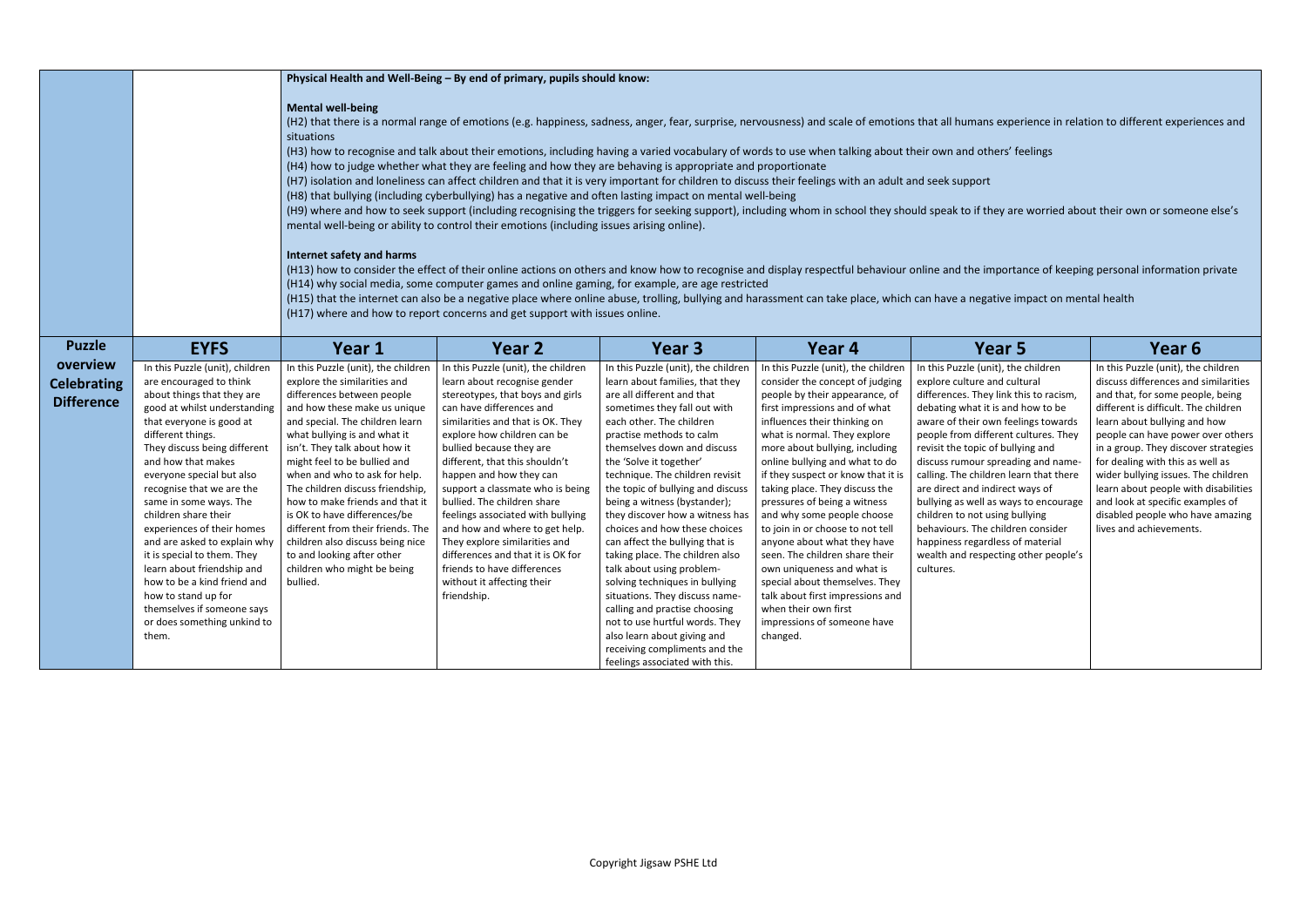**Physical Health and Well-Being – By end of primary, pupils should know:**

**Mental well-being**

(H2) that there is a normal range of emotions (e.g. happiness, sadness, anger, fear, surprise, nervousness) and scale of emotions that all humans experience in relation to different experiences and situations

(H3) how to recognise and talk about their emotions, including having a varied vocabulary of words to use when talking about their own and others' feelings

(H4) how to judge whether what they are feeling and how they are behaving is appropriate and proportionate

(H7) isolation and loneliness can affect children and that it is very important for children to discuss their feelings with an adult and seek support

(H8) that bullying (including cyberbullying) has a negative and often lasting impact on mental well-being

(H9) where and how to seek support (including recognising the triggers for seeking support), including whom in school they should speak to if they are worried about their own or someone else's mental well-being or ability to control their emotions (including issues arising online).

**Internet safety and harms**

(H13) how to consider the effect of their online actions on others and know how to recognise and display respectful behaviour online and the importance of keeping personal information private

(H14) why social media, some computer games and online gaming, for example, are age restricted

(H15) that the internet can also be a negative place where online abuse, trolling, bullying and harassment can take place, which can have a negative impact on mental health

(H17) where and how to report concerns and get support with issues online.

| Puzzle overview | EYFS | Year 1 | Year 2 | Year 3 | Year 4 | Year 5 | Year 6 |
|---|---|---|---|---|---|---|---|
| **Celebrating Difference** | In this Puzzle (unit), children are encouraged to think about things that they are good at whilst understanding that everyone is good at different things. They discuss being different and how that makes everyone special but also recognise that we are the same in some ways. The children share their experiences of their homes and are asked to explain why it is special to them. They learn about friendship and how to be a kind friend and how to stand up for themselves if someone says or does something unkind to them. | In this Puzzle (unit), the children explore the similarities and differences between people and how these make us unique and special. The children learn what bullying is and what it isn't. They talk about how it might feel to be bullied and when and who to ask for help. The children discuss friendship, how to make friends and that it is OK to have differences/be different from their friends. The children also discuss being nice to and looking after other children who might be being bullied. | In this Puzzle (unit), the children learn about recognise gender stereotypes, that boys and girls can have differences and similarities and that is OK. They explore how children can be bullied because they are different, that this shouldn't happen and how they can support a classmate who is being bullied. The children share feelings associated with bullying and how and where to get help. They explore similarities and differences and that it is OK for friends to have differences without it affecting their friendship. | In this Puzzle (unit), the children learn about families, that they are all different and that sometimes they fall out with each other. The children practise methods to calm themselves down and discuss the 'Solve it together' technique. The children revisit the topic of bullying and discuss being a witness (bystander); they discover how a witness has choices and how these choices can affect the bullying that is taking place. The children also talk about using problem-solving techniques in bullying situations. They discuss name-calling and practise choosing not to use hurtful words. They also learn about giving and receiving compliments and the feelings associated with this. | In this Puzzle (unit), the children consider the concept of judging people by their appearance, of first impressions and of what influences their thinking on what is normal. They explore more about bullying, including online bullying and what to do if they suspect or know that it is taking place. They discuss the pressures of being a witness and why some people choose to join in or choose to not tell anyone about what they have seen. The children share their own uniqueness and what is special about themselves. They talk about first impressions and when their own first impressions of someone have changed. | In this Puzzle (unit), the children explore culture and cultural differences. They link this to racism, debating what it is and how to be aware of their own feelings towards people from different cultures. They revisit the topic of bullying and discuss rumour spreading and name-calling. The children learn that there are direct and indirect ways of bullying as well as ways to encourage children to not using bullying behaviours. The children consider happiness regardless of material wealth and respecting other people's cultures. | In this Puzzle (unit), the children discuss differences and similarities and that, for some people, being different is difficult. The children learn about bullying and how people can have power over others in a group. They discover strategies for dealing with this as well as wider bullying issues. The children learn about people with disabilities and look at specific examples of disabled people who have amazing lives and achievements. |

Copyright Jigsaw PSHE Ltd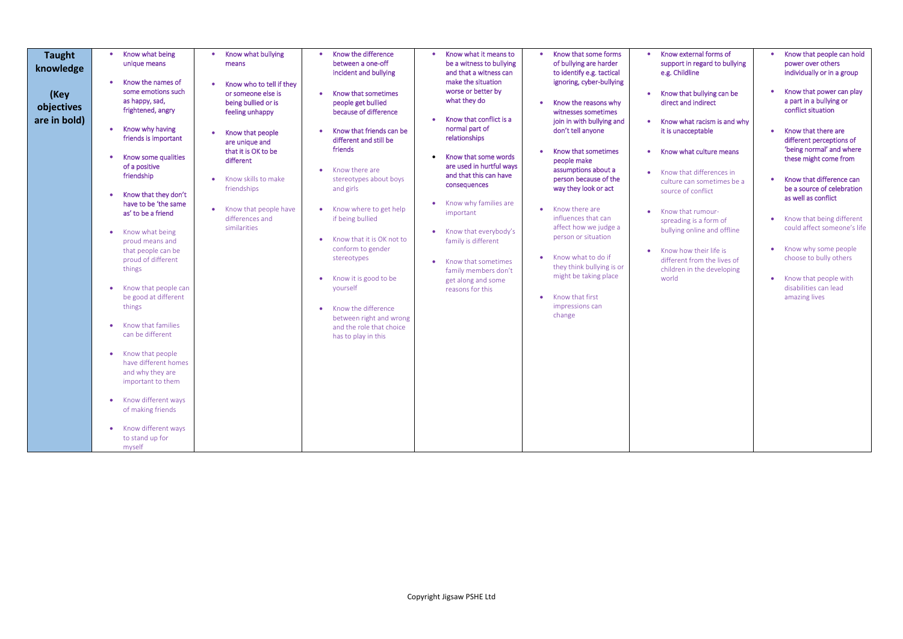| **Taught knowledge**<br><br>**(Key objectives are in bold)** | | | | | | | |
|---|---|---|---|---|---|---|---|
| | • **Know what being unique means**<br>• **Know the names of some emotions such as happy, sad, frightened, angry**<br>• **Know why having friends is important**<br>• **Know some qualities of a positive friendship**<br>• **Know that they don't have to be 'the same as' to be a friend**<br>• Know what being proud means and that people can be proud of different things<br>• Know that people can be good at different things<br>• Know that families can be different<br>• Know that people have different homes and why they are important to them<br>• Know different ways of making friends<br>• Know different ways to stand up for myself | • **Know what bullying means**<br>• **Know who to tell if they or someone else is being bullied or is feeling unhappy**<br>• **Know that people are unique and that it is OK to be different**<br>• Know skills to make friendships<br>• Know that people have differences and similarities | • **Know the difference between a one-off incident and bullying**<br>• **Know that sometimes people get bullied because of difference**<br>• **Know that friends can be different and still be friends**<br>• Know there are stereotypes about boys and girls<br>• Know where to get help if being bullied<br>• Know that it is OK not to conform to gender stereotypes<br>• Know it is good to be yourself<br>• Know the difference between right and wrong and the role that choice has to play in this | • **Know what it means to be a witness to bullying and that a witness can make the situation worse or better by what they do**<br>• **Know that conflict is a normal part of relationships**<br>• **Know that some words are used in hurtful ways and that this can have consequences**<br>• Know why families are important<br>• Know that everybody's family is different<br>• Know that sometimes family members don't get along and some reasons for this | • **Know that some forms of bullying are harder to identify e.g. tactical ignoring, cyber-bullying**<br>• **Know the reasons why witnesses sometimes join in with bullying and don't tell anyone**<br>• **Know that sometimes people make assumptions about a person because of the way they look or act**<br>• Know there are influences that can affect how we judge a person or situation<br>• Know what to do if they think bullying is or might be taking place<br>• Know that first impressions can change | • **Know external forms of support in regard to bullying e.g. Childline**<br>• **Know that bullying can be direct and indirect**<br>• **Know what racism is and why it is unacceptable**<br>• **Know what culture means**<br>• Know that differences in culture can sometimes be a source of conflict<br>• Know that rumour-spreading is a form of bullying online and offline<br>• Know how their life is different from the lives of children in the developing world | • **Know that people can hold power over others individually or in a group**<br>• **Know that power can play a part in a bullying or conflict situation**<br>• **Know that there are different perceptions of 'being normal' and where these might come from**<br>• **Know that difference can be a source of celebration as well as conflict**<br>• Know that being different could affect someone's life<br>• Know why some people choose to bully others<br>• Know that people with disabilities can lead amazing lives |

Copyright Jigsaw PSHE Ltd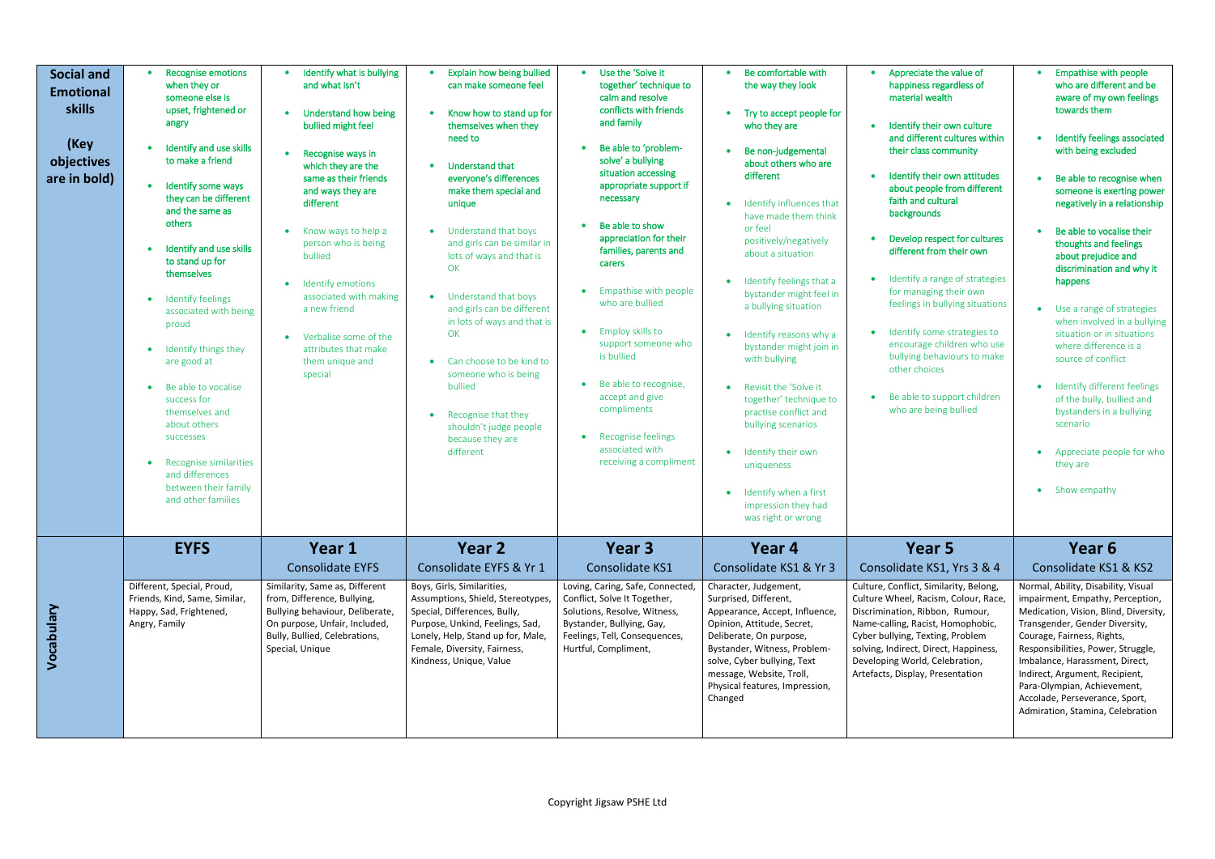| | EYFS | Year 1 | Year 2 | Year 3 | Year 4 | Year 5 | Year 6 |
|---|---|---|---|---|---|---|---|
| **Social and Emotional skills (Key objectives are in bold)** | • **Recognise emotions when they or someone else is upset, frightened or angry**<br>• **Identify and use skills to make a friend**<br>• **Identify some ways they can be different and the same as others**<br>• **Identify and use skills to stand up for themselves**<br>• Identify feelings associated with being proud<br>• Identify things they are good at<br>• Be able to vocalise success for themselves and about others successes<br>• Recognise similarities and differences between their family and other families | • **Identify what is bullying and what isn't**<br>• **Understand how being bullied might feel**<br>• **Recognise ways in which they are the same as their friends and ways they are different**<br>• Know ways to help a person who is being bullied<br>• Identify emotions associated with making a new friend<br>• Verbalise some of the attributes that make them unique and special | • **Explain how being bullied can make someone feel**<br>• **Know how to stand up for themselves when they need to**<br>• **Understand that everyone's differences make them special and unique**<br>• Understand that boys and girls can be similar in lots of ways and that is OK<br>• Understand that boys and girls can be different in lots of ways and that is OK<br>• Can choose to be kind to someone who is being bullied<br>• Recognise that they shouldn't judge people because they are different | • **Use the 'Solve it together' technique to calm and resolve conflicts with friends and family**<br>• **Be able to 'problem-solve' a bullying situation accessing appropriate support if necessary**<br>• **Be able to show appreciation for their families, parents and carers**<br>• Empathise with people who are bullied<br>• Employ skills to support someone who is bullied<br>• Be able to recognise, accept and give compliments<br>• Recognise feelings associated with receiving a compliment | • **Be comfortable with the way they look**<br>• **Try to accept people for who they are**<br>• **Be non-judgemental about others who are different**<br>• Identify influences that have made them think or feel positively/negatively about a situation<br>• Identify feelings that a bystander might feel in a bullying situation<br>• Identify reasons why a bystander might join in with bullying<br>• Revisit the 'Solve it together' technique to practise conflict and bullying scenarios<br>• Identify their own uniqueness<br>• Identify when a first impression they had was right or wrong | • **Appreciate the value of happiness regardless of material wealth**<br>• **Identify their own culture and different cultures within their class community**<br>• **Identify their own attitudes about people from different faith and cultural backgrounds**<br>• **Develop respect for cultures different from their own**<br>• Identify a range of strategies for managing their own feelings in bullying situations<br>• Identify some strategies to encourage children who use bullying behaviours to make other choices<br>• Be able to support children who are being bullied | • **Empathise with people who are different and be aware of my own feelings towards them**<br>• **Identify feelings associated with being excluded**<br>• **Be able to recognise when someone is exerting power negatively in a relationship**<br>• **Be able to vocalise their thoughts and feelings about prejudice and discrimination and why it happens**<br>• Use a range of strategies when involved in a bullying situation or in situations where difference is a source of conflict<br>• Identify different feelings of the bully, bullied and bystanders in a bullying scenario<br>• Appreciate people for who they are<br>• Show empathy |
| | **EYFS** | **Year 1**<br>Consolidate EYFS | **Year 2**<br>Consolidate EYFS & Yr 1 | **Year 3**<br>Consolidate KS1 | **Year 4**<br>Consolidate KS1 & Yr 3 | **Year 5**<br>Consolidate KS1, Yrs 3 & 4 | **Year 6**<br>Consolidate KS1 & KS2 |
| **Vocabulary** | Different, Special, Proud, Friends, Kind, Same, Similar, Happy, Sad, Frightened, Angry, Family | Similarity, Same as, Different from, Difference, Bullying, Bullying behaviour, Deliberate, On purpose, Unfair, Included, Bully, Bullied, Celebrations, Special, Unique | Boys, Girls, Similarities, Assumptions, Shield, Stereotypes, Special, Differences, Bully, Purpose, Unkind, Feelings, Sad, Lonely, Help, Stand up for, Male, Female, Diversity, Fairness, Kindness, Unique, Value | Loving, Caring, Safe, Connected, Conflict, Solve It Together, Solutions, Resolve, Witness, Bystander, Bullying, Gay, Feelings, Tell, Consequences, Hurtful, Compliment, | Character, Judgement, Surprised, Different, Appearance, Accept, Influence, Opinion, Attitude, Secret, Deliberate, On purpose, Bystander, Witness, Problem-solve, Cyber bullying, Text message, Website, Troll, Physical features, Impression, Changed | Culture, Conflict, Similarity, Belong, Culture Wheel, Racism, Colour, Race, Discrimination, Ribbon, Rumour, Name-calling, Racist, Homophobic, Cyber bullying, Texting, Problem solving, Indirect, Direct, Happiness, Developing World, Celebration, Artefacts, Display, Presentation | Normal, Ability, Disability, Visual impairment, Empathy, Perception, Medication, Vision, Blind, Diversity, Transgender, Gender Diversity, Courage, Fairness, Rights, Responsibilities, Power, Struggle, Imbalance, Harassment, Direct, Indirect, Argument, Recipient, Para-Olympian, Achievement, Accolade, Perseverance, Sport, Admiration, Stamina, Celebration |

Copyright Jigsaw PSHE Ltd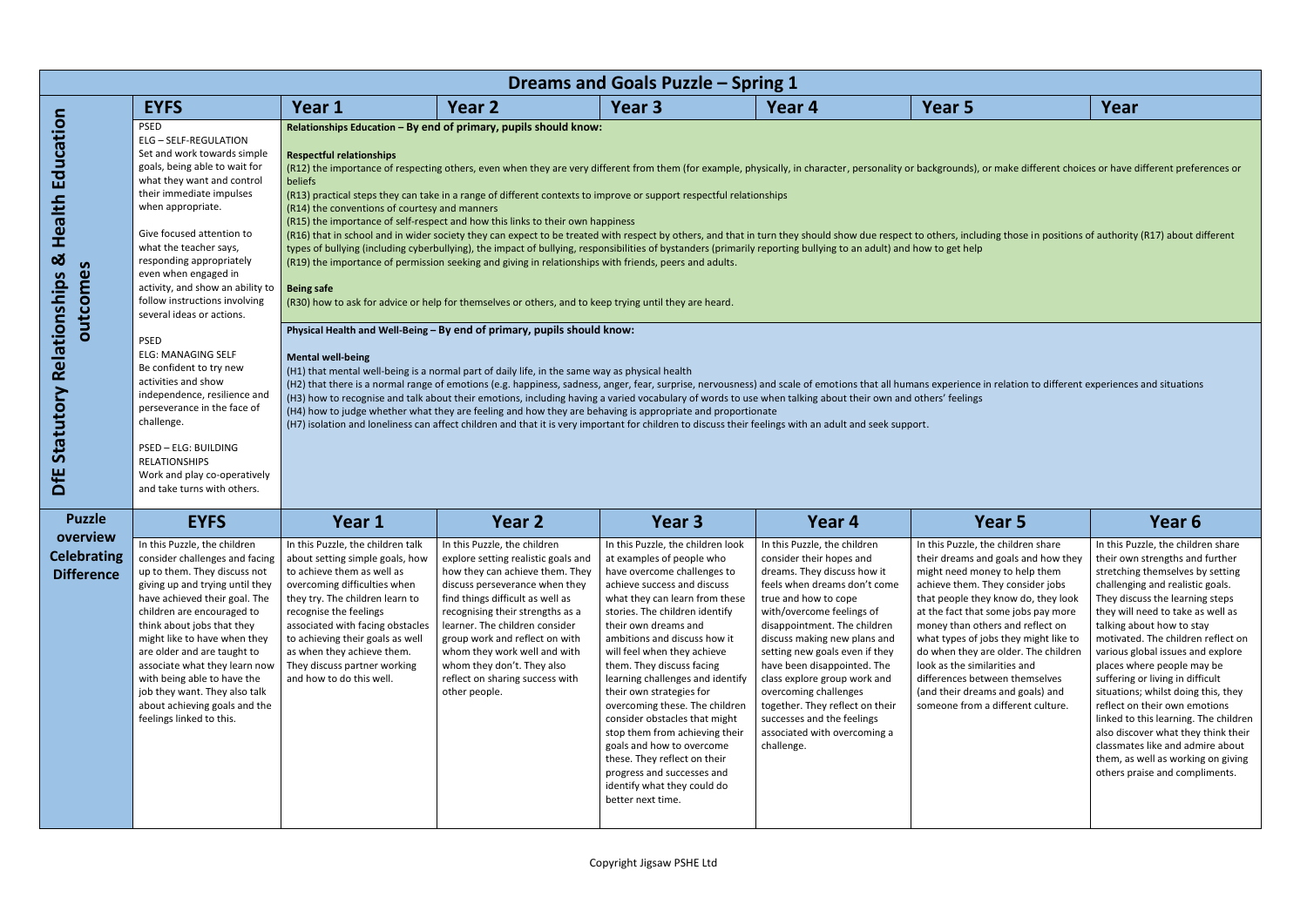# Dreams and Goals Puzzle – Spring 1

| | EYFS | Year 1 | Year 2 | Year 3 | Year 4 | Year 5 | Year |
|---|---|---|---|---|---|---|---|
| **DfE Statutory Relationships & Health Education outcomes** | PSED<br>ELG – SELF-REGULATION<br>Set and work towards simple goals, being able to wait for what they want and control their immediate impulses when appropriate.<br><br>Give focused attention to what the teacher says, responding appropriately even when engaged in activity, and show an ability to follow instructions involving several ideas or actions.<br><br>PSED<br>ELG: MANAGING SELF<br>Be confident to try new activities and show independence, resilience and perseverance in the face of challenge.<br><br>PSED – ELG: BUILDING RELATIONSHIPS<br>Work and play co-operatively and take turns with others. | **Relationships Education – By end of primary, pupils should know:**<br><br>**Respectful relationships**<br>(R12) the importance of respecting others, even when they are very different from them (for example, physically, in character, personality or backgrounds), or make different choices or have different preferences or beliefs<br>(R13) practical steps they can take in a range of different contexts to improve or support respectful relationships<br>(R14) the conventions of courtesy and manners<br>(R15) the importance of self-respect and how this links to their own happiness<br>(R16) that in school and in wider society they can expect to be treated with respect by others, and that in turn they should show due respect to others, including those in positions of authority (R17) about different types of bullying (including cyberbullying), the impact of bullying, responsibilities of bystanders (primarily reporting bullying to an adult) and how to get help<br>(R19) the importance of permission seeking and giving in relationships with friends, peers and adults.<br><br>**Being safe**<br>(R30) how to ask for advice or help for themselves or others, and to keep trying until they are heard.<br><br>**Physical Health and Well-Being – By end of primary, pupils should know:**<br><br>**Mental well-being**<br>(H1) that mental well-being is a normal part of daily life, in the same way as physical health<br>(H2) that there is a normal range of emotions (e.g. happiness, sadness, anger, fear, surprise, nervousness) and scale of emotions that all humans experience in relation to different experiences and situations<br>(H3) how to recognise and talk about their emotions, including having a varied vocabulary of words to use when talking about their own and others' feelings<br>(H4) how to judge whether what they are feeling and how they are behaving is appropriate and proportionate<br>(H7) isolation and loneliness can affect children and that it is very important for children to discuss their feelings with an adult and seek support. | | | | | |

| **Puzzle overview Celebrating Difference** | EYFS | Year 1 | Year 2 | Year 3 | Year 4 | Year 5 | Year 6 |
|---|---|---|---|---|---|---|---|
| | In this Puzzle, the children consider challenges and facing up to them. They discuss not giving up and trying until they have achieved their goal. The children are encouraged to think about jobs that they might like to have when they are older and are taught to associate what they learn now with being able to have the job they want. They also talk about achieving goals and the feelings linked to this. | In this Puzzle, the children talk about setting simple goals, how to achieve them as well as overcoming difficulties when they try. The children learn to recognise the feelings associated with facing obstacles to achieving their goals as well as when they achieve them. They discuss partner working and how to do this well. | In this Puzzle, the children explore setting realistic goals and how they can achieve them. They discuss perseverance when they find things difficult as well as recognising their strengths as a learner. The children consider group work and reflect on with whom they work well and with whom they don't. They also reflect on sharing success with other people. | In this Puzzle, the children look at examples of people who have overcome challenges to achieve success and discuss what they can learn from these stories. The children identify their own dreams and ambitions and discuss how it will feel when they achieve them. They discuss facing learning challenges and identify their own strategies for overcoming these. The children consider obstacles that might stop them from achieving their goals and how to overcome these. They reflect on their progress and successes and identify what they could do better next time. | In this Puzzle, the children consider their hopes and dreams. They discuss how it feels when dreams don't come true and how to cope with/overcome feelings of disappointment. The children discuss making new plans and setting new goals even if they have been disappointed. The class explore group work and overcoming challenges together. They reflect on their successes and the feelings associated with overcoming a challenge. | In this Puzzle, the children share their dreams and goals and how they might need money to help them achieve them. They consider jobs that people they know do, they look at the fact that some jobs pay more money than others and reflect on what types of jobs they might like to do when they are older. The children look as the similarities and differences between themselves (and their dreams and goals) and someone from a different culture. | In this Puzzle, the children share their own strengths and further stretching themselves by setting challenging and realistic goals. They discuss the learning steps they will need to take as well as talking about how to stay motivated. The children reflect on various global issues and explore places where people may be suffering or living in difficult situations; whilst doing this, they reflect on their own emotions linked to this learning. The children also discover what they think their classmates like and admire about them, as well as working on giving others praise and compliments. |

Copyright Jigsaw PSHE Ltd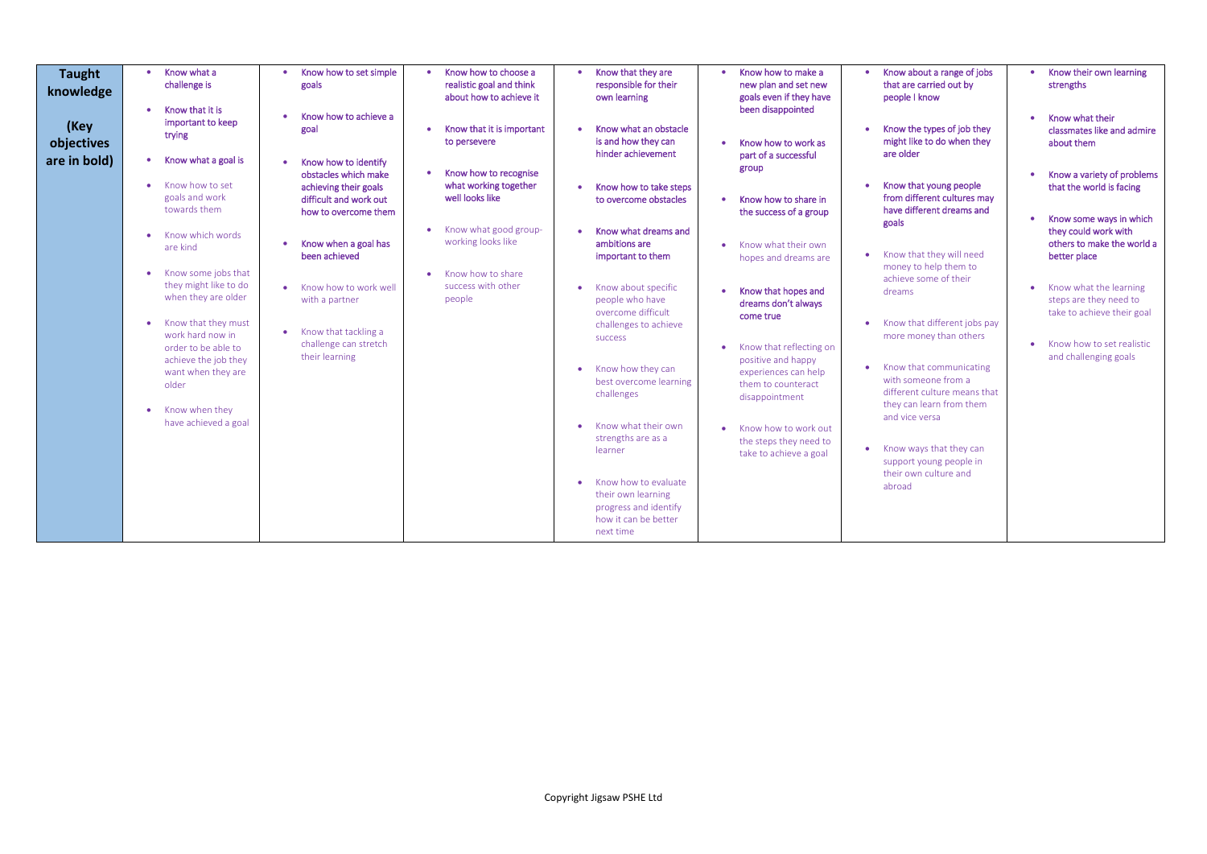| **Taught knowledge (Key objectives are in bold)** | | | | | | | |
|---|---|---|---|---|---|---|---|
| | • **Know what a challenge is**<br>• **Know that it is important to keep trying**<br>• **Know what a goal is**<br>• Know how to set goals and work towards them<br>• Know which words are kind<br>• Know some jobs that they might like to do when they are older<br>• Know that they must work hard now in order to be able to achieve the job they want when they are older<br>• Know when they have achieved a goal | • **Know how to set simple goals**<br>• **Know how to achieve a goal**<br>• **Know how to identify obstacles which make achieving their goals difficult and work out how to overcome them**<br>• **Know when a goal has been achieved**<br>• Know how to work well with a partner<br>• Know that tackling a challenge can stretch their learning | • **Know how to choose a realistic goal and think about how to achieve it**<br>• **Know that it is important to persevere**<br>• **Know how to recognise what working together well looks like**<br>• Know what good group-working looks like<br>• Know how to share success with other people | • **Know that they are responsible for their own learning**<br>• **Know what an obstacle is and how they can hinder achievement**<br>• **Know how to take steps to overcome obstacles**<br>• **Know what dreams and ambitions are important to them**<br>• Know about specific people who have overcome difficult challenges to achieve success<br>• Know how they can best overcome learning challenges<br>• Know what their own strengths are as a learner<br>• Know how to evaluate their own learning progress and identify how it can be better next time | • **Know how to make a new plan and set new goals even if they have been disappointed**<br>• **Know how to work as part of a successful group**<br>• **Know how to share in the success of a group**<br>• Know what their own hopes and dreams are<br>• **Know that hopes and dreams don't always come true**<br>• Know that reflecting on positive and happy experiences can help them to counteract disappointment<br>• Know how to work out the steps they need to take to achieve a goal | • **Know about a range of jobs that are carried out by people I know**<br>• **Know the types of job they might like to do when they are older**<br>• **Know that young people from different cultures may have different dreams and goals**<br>• Know that they will need money to help them to achieve some of their dreams<br>• Know that different jobs pay more money than others<br>• Know that communicating with someone from a different culture means that they can learn from them and vice versa<br>• Know ways that they can support young people in their own culture and abroad | • **Know their own learning strengths**<br>• **Know what their classmates like and admire about them**<br>• **Know a variety of problems that the world is facing**<br>• **Know some ways in which they could work with others to make the world a better place**<br>• Know what the learning steps are they need to take to achieve their goal<br>• Know how to set realistic and challenging goals |

Copyright Jigsaw PSHE Ltd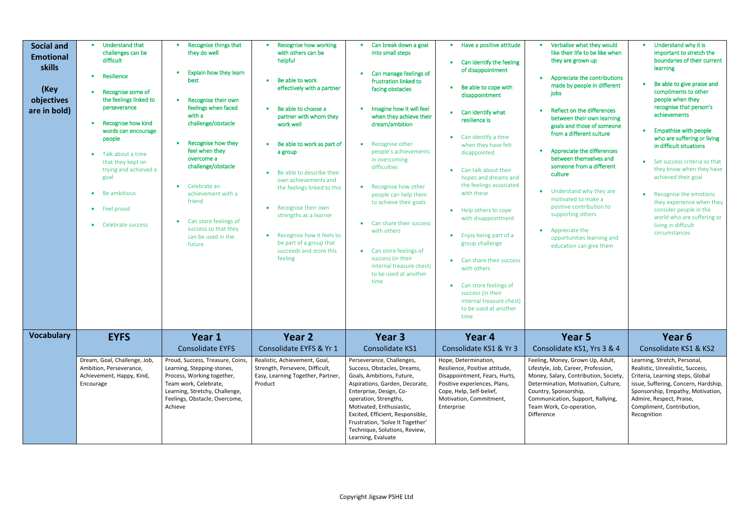| **Social and Emotional skills**<br><br>**(Key objectives are in bold)** | • **Understand that challenges can be difficult**<br>• **Resilience**<br>• **Recognise some of the feelings linked to perseverance**<br>• **Recognise how kind words can encourage people**<br>• Talk about a time that they kept on trying and achieved a goal<br>• Be ambitious<br>• Feel proud<br>• Celebrate success | • **Recognise things that they do well**<br>• **Explain how they learn best**<br>• **Recognise their own feelings when faced with a challenge/obstacle**<br>• **Recognise how they feel when they overcome a challenge/obstacle**<br>• Celebrate an achievement with a friend<br>• Can store feelings of success so that they can be used in the future | • **Recognise how working with others can be helpful**<br>• **Be able to work effectively with a partner**<br>• **Be able to choose a partner with whom they work well**<br>• **Be able to work as part of a group**<br>• Be able to describe their own achievements and the feelings linked to this<br>• Recognise their own strengths as a learner<br>• Recognise how it feels to be part of a group that succeeds and store this feeling | • **Can break down a goal into small steps**<br>• **Can manage feelings of frustration linked to facing obstacles**<br>• **Imagine how it will feel when they achieve their dream/ambition**<br>• Recognise other people's achievements in overcoming difficulties<br>• Recognise how other people can help them to achieve their goals<br>• Can share their success with others<br>• Can store feelings of success (in their internal treasure chest) to be used at another time | • **Have a positive attitude**<br>• **Can identify the feeling of disappointment**<br>• **Be able to cope with disappointment**<br>• **Can identify what resilience is**<br>• Can identify a time when they have felt disappointed<br>• Can talk about their hopes and dreams and the feelings associated with these<br>• Help others to cope with disappointment<br>• Enjoy being part of a group challenge<br>• Can share their success with others<br>• Can store feelings of success (in their internal treasure chest) to be used at another time | • **Verbalise what they would like their life to be like when they are grown up**<br>• **Appreciate the contributions made by people in different jobs**<br>• **Reflect on the differences between their own learning goals and those of someone from a different culture**<br>• **Appreciate the differences between themselves and someone from a different culture**<br>• Understand why they are motivated to make a positive contribution to supporting others<br>• Appreciate the opportunities learning and education can give them | • **Understand why it is important to stretch the boundaries of their current learning**<br>• **Be able to give praise and compliments to other people when they recognise that person's achievements**<br>• **Empathise with people who are suffering or living in difficult situations**<br>• Set success criteria so that they know when they have achieved their goal<br>• Recognise the emotions they experience when they consider people in the world who are suffering or living in difficult circumstances |
|---|---|---|---|---|---|---|---|
| **Vocabulary** | **EYFS** | **Year 1**<br>Consolidate EYFS | **Year 2**<br>Consolidate EYFS & Yr 1 | **Year 3**<br>Consolidate KS1 | **Year 4**<br>Consolidate KS1 & Yr 3 | **Year 5**<br>Consolidate KS1, Yrs 3 & 4 | **Year 6**<br>Consolidate KS1 & KS2 |
| | Dream, Goal, Challenge, Job, Ambition, Perseverance, Achievement, Happy, Kind, Encourage | Proud, Success, Treasure, Coins, Learning, Stepping-stones, Process, Working together, Team work, Celebrate, Learning, Stretchy, Challenge, Feelings, Obstacle, Overcome, Achieve | Realistic, Achievement, Goal, Strength, Persevere, Difficult, Easy, Learning Together, Partner, Product | Perseverance, Challenges, Success, Obstacles, Dreams, Goals, Ambitions, Future, Aspirations, Garden, Decorate, Enterprise, Design, Co-operation, Strengths, Motivated, Enthusiastic, Excited, Efficient, Responsible, Frustration, 'Solve It Together' Technique, Solutions, Review, Learning, Evaluate | Hope, Determination, Resilience, Positive attitude, Disappointment, Fears, Hurts, Positive experiences, Plans, Cope, Help, Self-belief, Motivation, Commitment, Enterprise | Feeling, Money, Grown Up, Adult, Lifestyle, Job, Career, Profession, Money, Salary, Contribution, Society, Determination, Motivation, Culture, Country, Sponsorship, Communication, Support, Rallying, Team Work, Co-operation, Difference | Learning, Stretch, Personal, Realistic, Unrealistic, Success, Criteria, Learning steps, Global issue, Suffering, Concern, Hardship, Sponsorship, Empathy, Motivation, Admire, Respect, Praise, Compliment, Contribution, Recognition |

Copyright Jigsaw PSHE Ltd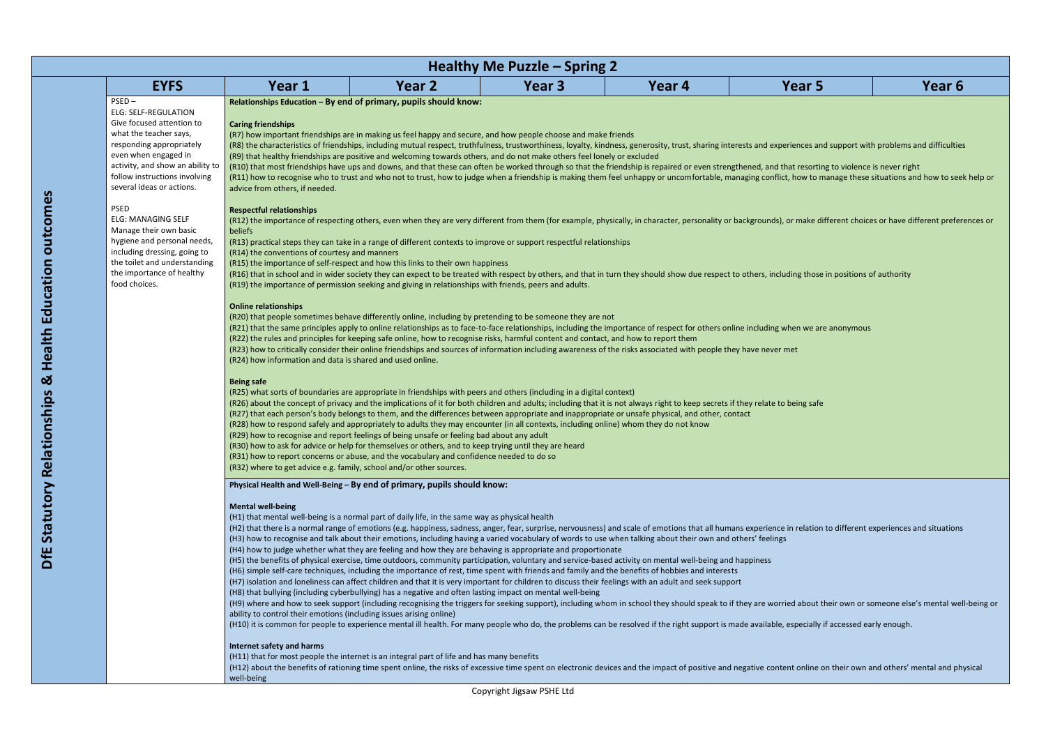# Healthy Me Puzzle – Spring 2

| | EYFS | Year 1 | Year 2 | Year 3 | Year 4 | Year 5 | Year 6 |
|---|---|---|---|---|---|---|---|
| DfE Statutory Relationships & Health Education outcomes | PSED – ELG: SELF-REGULATION Give focused attention to what the teacher says, responding appropriately even when engaged in activity, and show an ability to follow instructions involving several ideas or actions.<br><br>PSED ELG: MANAGING SELF Manage their own basic hygiene and personal needs, including dressing, going to the toilet and understanding the importance of healthy food choices. | **Relationships Education – By end of primary, pupils should know:**<br><br>**Caring friendships**<br>(R7) how important friendships are in making us feel happy and secure, and how people choose and make friends<br>(R8) the characteristics of friendships, including mutual respect, truthfulness, trustworthiness, loyalty, kindness, generosity, trust, sharing interests and experiences and support with problems and difficulties<br>(R9) that healthy friendships are positive and welcoming towards others, and do not make others feel lonely or excluded<br>(R10) that most friendships have ups and downs, and that these can often be worked through so that the friendship is repaired or even strengthened, and that resorting to violence is never right<br>(R11) how to recognise who to trust and who not to trust, how to judge when a friendship is making them feel unhappy or uncomfortable, managing conflict, how to manage these situations and how to seek help or advice from others, if needed.<br><br>**Respectful relationships**<br>(R12) the importance of respecting others, even when they are very different from them (for example, physically, in character, personality or backgrounds), or make different choices or have different preferences or beliefs<br>(R13) practical steps they can take in a range of different contexts to improve or support respectful relationships<br>(R14) the conventions of courtesy and manners<br>(R15) the importance of self-respect and how this links to their own happiness<br>(R16) that in school and in wider society they can expect to be treated with respect by others, and that in turn they should show due respect to others, including those in positions of authority<br>(R19) the importance of permission seeking and giving in relationships with friends, peers and adults.<br><br>**Online relationships**<br>(R20) that people sometimes behave differently online, including by pretending to be someone they are not<br>(R21) that the same principles apply to online relationships as to face-to-face relationships, including the importance of respect for others online including when we are anonymous<br>(R22) the rules and principles for keeping safe online, how to recognise risks, harmful content and contact, and how to report them<br>(R23) how to critically consider their online friendships and sources of information including awareness of the risks associated with people they have never met<br>(R24) how information and data is shared and used online.<br><br>**Being safe**<br>(R25) what sorts of boundaries are appropriate in friendships with peers and others (including in a digital context)<br>(R26) about the concept of privacy and the implications of it for both children and adults; including that it is not always right to keep secrets if they relate to being safe<br>(R27) that each person's body belongs to them, and the differences between appropriate and inappropriate or unsafe physical, and other, contact<br>(R28) how to respond safely and appropriately to adults they may encounter (in all contexts, including online) whom they do not know<br>(R29) how to recognise and report feelings of being unsafe or feeling bad about any adult<br>(R30) how to ask for advice or help for themselves or others, and to keep trying until they are heard<br>(R31) how to report concerns or abuse, and the vocabulary and confidence needed to do so<br>(R32) where to get advice e.g. family, school and/or other sources.<br><br>**Physical Health and Well-Being – By end of primary, pupils should know:**<br><br>**Mental well-being**<br>(H1) that mental well-being is a normal part of daily life, in the same way as physical health<br>(H2) that there is a normal range of emotions (e.g. happiness, sadness, anger, fear, surprise, nervousness) and scale of emotions that all humans experience in relation to different experiences and situations<br>(H3) how to recognise and talk about their emotions, including having a varied vocabulary of words to use when talking about their own and others' feelings<br>(H4) how to judge whether what they are feeling and how they are behaving is appropriate and proportionate<br>(H5) the benefits of physical exercise, time outdoors, community participation, voluntary and service-based activity on mental well-being and happiness<br>(H6) simple self-care techniques, including the importance of rest, time spent with friends and family and the benefits of hobbies and interests<br>(H7) isolation and loneliness can affect children and that it is very important for children to discuss their feelings with an adult and seek support<br>(H8) that bullying (including cyberbullying) has a negative and often lasting impact on mental well-being<br>(H9) where and how to seek support (including recognising the triggers for seeking support), including whom in school they should speak to if they are worried about their own or someone else's mental well-being or ability to control their emotions (including issues arising online)<br>(H10) it is common for people to experience mental ill health. For many people who do, the problems can be resolved if the right support is made available, especially if accessed early enough.<br><br>**Internet safety and harms**<br>(H11) that for most people the internet is an integral part of life and has many benefits<br>(H12) about the benefits of rationing time spent online, the risks of excessive time spent on electronic devices and the impact of positive and negative content online on their own and others' mental and physical well-being | | | | | |

Copyright Jigsaw PSHE Ltd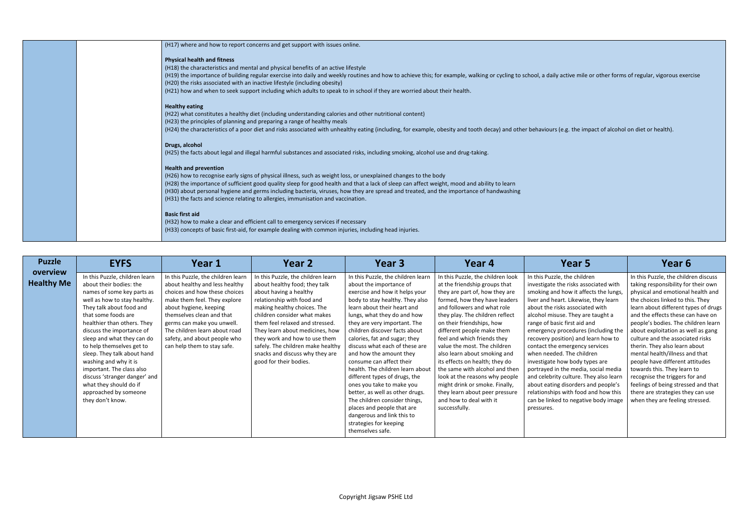| | | |
|---|---|---|
| | | (H17) where and how to report concerns and get support with issues online.<br><br>**Physical health and fitness**<br>(H18) the characteristics and mental and physical benefits of an active lifestyle<br>(H19) the importance of building regular exercise into daily and weekly routines and how to achieve this; for example, walking or cycling to school, a daily active mile or other forms of regular, vigorous exercise<br>(H20) the risks associated with an inactive lifestyle (including obesity)<br>(H21) how and when to seek support including which adults to speak to in school if they are worried about their health.<br><br>**Healthy eating**<br>(H22) what constitutes a healthy diet (including understanding calories and other nutritional content)<br>(H23) the principles of planning and preparing a range of healthy meals<br>(H24) the characteristics of a poor diet and risks associated with unhealthy eating (including, for example, obesity and tooth decay) and other behaviours (e.g. the impact of alcohol on diet or health).<br><br>**Drugs, alcohol**<br>(H25) the facts about legal and illegal harmful substances and associated risks, including smoking, alcohol use and drug-taking.<br><br>**Health and prevention**<br>(H26) how to recognise early signs of physical illness, such as weight loss, or unexplained changes to the body<br>(H28) the importance of sufficient good quality sleep for good health and that a lack of sleep can affect weight, mood and ability to learn<br>(H30) about personal hygiene and germs including bacteria, viruses, how they are spread and treated, and the importance of handwashing<br>(H31) the facts and science relating to allergies, immunisation and vaccination.<br><br>**Basic first aid**<br>(H32) how to make a clear and efficient call to emergency services if necessary<br>(H33) concepts of basic first-aid, for example dealing with common injuries, including head injuries. |

| Puzzle overview Healthy Me | EYFS | Year 1 | Year 2 | Year 3 | Year 4 | Year 5 | Year 6 |
|---|---|---|---|---|---|---|---|
| | In this Puzzle, children learn about their bodies: the names of some key parts as well as how to stay healthy. They talk about food and that some foods are healthier than others. They discuss the importance of sleep and what they can do to help themselves get to sleep. They talk about hand washing and why it is important. The class also discuss 'stranger danger' and what they should do if approached by someone they don't know. | In this Puzzle, the children learn about healthy and less healthy choices and how these choices make them feel. They explore about hygiene, keeping themselves clean and that germs can make you unwell. The children learn about road safety, and about people who can help them to stay safe. | In this Puzzle, the children learn about healthy food; they talk about having a healthy relationship with food and making healthy choices. The children consider what makes them feel relaxed and stressed. They learn about medicines, how they work and how to use them safely. The children make healthy snacks and discuss why they are good for their bodies. | In this Puzzle, the children learn about the importance of exercise and how it helps your body to stay healthy. They also learn about their heart and lungs, what they do and how they are very important. The children discover facts about calories, fat and sugar; they discuss what each of these are and how the amount they consume can affect their health. The children learn about different types of drugs, the ones you take to make you better, as well as other drugs. The children consider things, places and people that are dangerous and link this to strategies for keeping themselves safe. | In this Puzzle, the children look at the friendship groups that they are part of, how they are formed, how they have leaders and followers and what role they play. The children reflect on their friendships, how different people make them feel and which friends they value the most. The children also learn about smoking and its effects on health; they do the same with alcohol and then look at the reasons why people might drink or smoke. Finally, they learn about peer pressure and how to deal with it successfully. | In this Puzzle, the children investigate the risks associated with smoking and how it affects the lungs, liver and heart. Likewise, they learn about the risks associated with alcohol misuse. They are taught a range of basic first aid and emergency procedures (including the recovery position) and learn how to contact the emergency services when needed. The children investigate how body types are portrayed in the media, social media and celebrity culture. They also learn about eating disorders and people's relationships with food and how this can be linked to negative body image pressures. | In this Puzzle, the children discuss taking responsibility for their own physical and emotional health and the choices linked to this. They learn about different types of drugs and the effects these can have on people's bodies. The children learn about exploitation as well as gang culture and the associated risks therin. They also learn about mental health/illness and that people have different attitudes towards this. They learn to recognise the triggers for and feelings of being stressed and that there are strategies they can use when they are feeling stressed. |

Copyright Jigsaw PSHE Ltd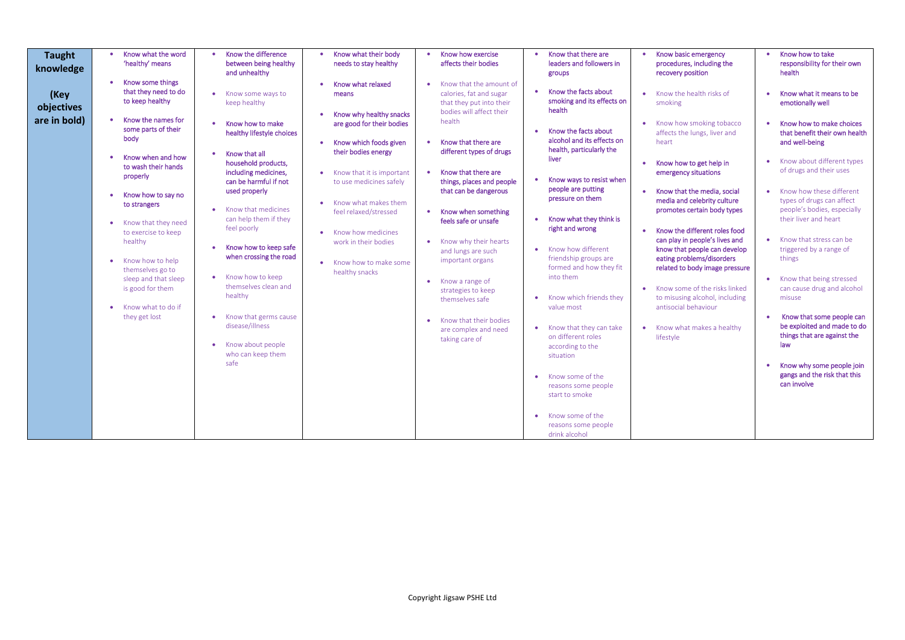| Taught knowledge<br><br>(Key objectives are in bold) | | | | | | | |
|---|---|---|---|---|---|---|---|
| | • **Know what the word 'healthy' means**<br>• **Know some things that they need to do to keep healthy**<br>• **Know the names for some parts of their body**<br>• **Know when and how to wash their hands properly**<br>• **Know how to say no to strangers**<br>• Know that they need to exercise to keep healthy<br>• Know how to help themselves go to sleep and that sleep is good for them<br>• Know what to do if they get lost | • **Know the difference between being healthy and unhealthy**<br>• Know some ways to keep healthy<br>• **Know how to make healthy lifestyle choices**<br>• **Know that all household products, including medicines, can be harmful if not used properly**<br>• Know that medicines can help them if they feel poorly<br>• **Know how to keep safe when crossing the road**<br>• Know how to keep themselves clean and healthy<br>• Know that germs cause disease/illness<br>• Know about people who can keep them safe | • **Know what their body needs to stay healthy**<br>• **Know what relaxed means**<br>• **Know why healthy snacks are good for their bodies**<br>• **Know which foods given their bodies energy**<br>• Know that it is important to use medicines safely<br>• Know what makes them feel relaxed/stressed<br>• Know how medicines work in their bodies<br>• Know how to make some healthy snacks | • **Know how exercise affects their bodies**<br>• Know that the amount of calories, fat and sugar that they put into their bodies will affect their health<br>• **Know that there are different types of drugs**<br>• **Know that there are things, places and people that can be dangerous**<br>• **Know when something feels safe or unsafe**<br>• Know why their hearts and lungs are such important organs<br>• Know a range of strategies to keep themselves safe<br>• Know that their bodies are complex and need taking care of | • **Know that there are leaders and followers in groups**<br>• **Know the facts about smoking and its effects on health**<br>• **Know the facts about alcohol and its effects on health, particularly the liver**<br>• **Know ways to resist when people are putting pressure on them**<br>• **Know what they think is right and wrong**<br>• Know how different friendship groups are formed and how they fit into them<br>• Know which friends they value most<br>• Know that they can take on different roles according to the situation<br>• Know some of the reasons some people start to smoke<br>• Know some of the reasons some people drink alcohol | • **Know basic emergency procedures, including the recovery position**<br>• Know the health risks of smoking<br>• Know how smoking tobacco affects the lungs, liver and heart<br>• **Know how to get help in emergency situations**<br>• **Know that the media, social media and celebrity culture promotes certain body types**<br>• **Know the different roles food can play in people's lives and know that people can develop eating problems/disorders related to body image pressure**<br>• Know some of the risks linked to misusing alcohol, including antisocial behaviour<br>• Know what makes a healthy lifestyle | • **Know how to take responsibility for their own health**<br>• **Know what it means to be emotionally well**<br>• **Know how to make choices that benefit their own health and well-being**<br>• Know about different types of drugs and their uses<br>• Know how these different types of drugs can affect people's bodies, especially their liver and heart<br>• Know that stress can be triggered by a range of things<br>• Know that being stressed can cause drug and alcohol misuse<br>• **Know that some people can be exploited and made to do things that are against the law**<br>• **Know why some people join gangs and the risk that this can involve** |

Copyright Jigsaw PSHE Ltd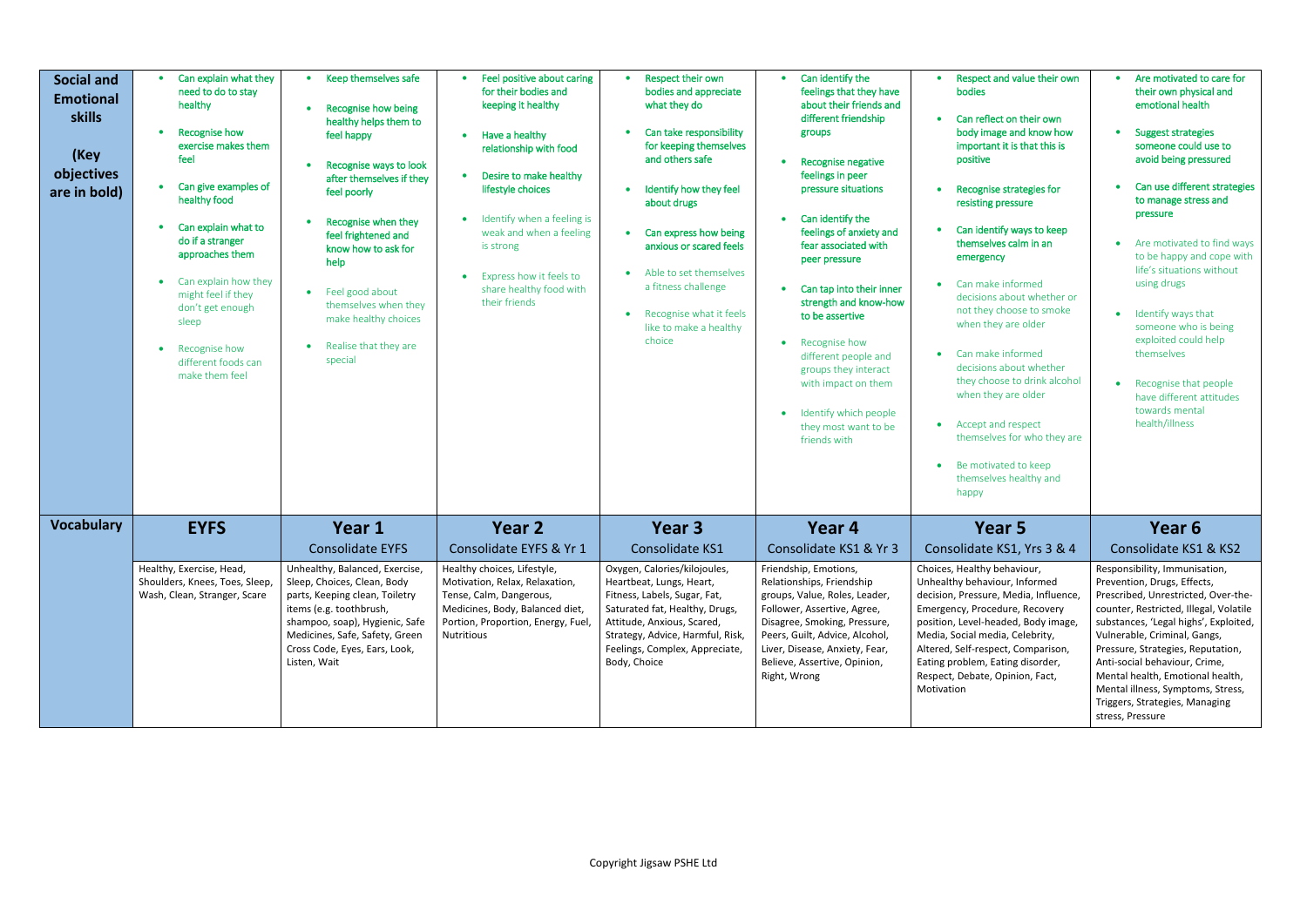| Social and Emotional skills (Key objectives are in bold) | EYFS | Year 1 | Year 2 | Year 3 | Year 4 | Year 5 | Year 6 |
|---|---|---|---|---|---|---|---|
| | • **Can explain what they need to do to stay healthy**<br>• **Recognise how exercise makes them feel**<br>• **Can give examples of healthy food**<br>• **Can explain what to do if a stranger approaches them**<br>• Can explain how they might feel if they don't get enough sleep<br>• Recognise how different foods can make them feel | • **Keep themselves safe**<br>• **Recognise how being healthy helps them to feel happy**<br>• **Recognise ways to look after themselves if they feel poorly**<br>• **Recognise when they feel frightened and know how to ask for help**<br>• Feel good about themselves when they make healthy choices<br>• Realise that they are special | • **Feel positive about caring for their bodies and keeping it healthy**<br>• **Have a healthy relationship with food**<br>• **Desire to make healthy lifestyle choices**<br>• Identify when a feeling is weak and when a feeling is strong<br>• Express how it feels to share healthy food with their friends | • **Respect their own bodies and appreciate what they do**<br>• **Can take responsibility for keeping themselves and others safe**<br>• **Identify how they feel about drugs**<br>• **Can express how being anxious or scared feels**<br>• Able to set themselves a fitness challenge<br>• Recognise what it feels like to make a healthy choice | • **Can identify the feelings that they have about their friends and different friendship groups**<br>• **Recognise negative feelings in peer pressure situations**<br>• **Can identify the feelings of anxiety and fear associated with peer pressure**<br>• **Can tap into their inner strength and know-how to be assertive**<br>• Recognise how different people and groups they interact with impact on them<br>• Identify which people they most want to be friends with | • **Respect and value their own bodies**<br>• **Can reflect on their own body image and know how important it is that this is positive**<br>• **Recognise strategies for resisting pressure**<br>• **Can identify ways to keep themselves calm in an emergency**<br>• Can make informed decisions about whether or not they choose to smoke when they are older<br>• Can make informed decisions about whether they choose to drink alcohol when they are older<br>• Accept and respect themselves for who they are<br>• Be motivated to keep themselves healthy and happy | • **Are motivated to care for their own physical and emotional health**<br>• **Suggest strategies someone could use to avoid being pressured**<br>• **Can use different strategies to manage stress and pressure**<br>• Are motivated to find ways to be happy and cope with life's situations without using drugs<br>• Identify ways that someone who is being exploited could help themselves<br>• Recognise that people have different attitudes towards mental health/illness |
| **Vocabulary** | **EYFS** | **Year 1**<br>Consolidate EYFS | **Year 2**<br>Consolidate EYFS & Yr 1 | **Year 3**<br>Consolidate KS1 | **Year 4**<br>Consolidate KS1 & Yr 3 | **Year 5**<br>Consolidate KS1, Yrs 3 & 4 | **Year 6**<br>Consolidate KS1 & KS2 |
| | Healthy, Exercise, Head, Shoulders, Knees, Toes, Sleep, Wash, Clean, Stranger, Scare | Unhealthy, Balanced, Exercise, Sleep, Choices, Clean, Body parts, Keeping clean, Toiletry items (e.g. toothbrush, shampoo, soap), Hygienic, Safe Medicines, Safe, Safety, Green Cross Code, Eyes, Ears, Look, Listen, Wait | Healthy choices, Lifestyle, Motivation, Relax, Relaxation, Tense, Calm, Dangerous, Medicines, Body, Balanced diet, Portion, Proportion, Energy, Fuel, Nutritious | Oxygen, Calories/kilojoules, Heartbeat, Lungs, Heart, Fitness, Labels, Sugar, Fat, Saturated fat, Healthy, Drugs, Attitude, Anxious, Scared, Strategy, Advice, Harmful, Risk, Feelings, Complex, Appreciate, Body, Choice | Friendship, Emotions, Relationships, Friendship groups, Value, Roles, Leader, Follower, Assertive, Agree, Disagree, Smoking, Pressure, Peers, Guilt, Advice, Alcohol, Liver, Disease, Anxiety, Fear, Believe, Assertive, Opinion, Right, Wrong | Choices, Healthy behaviour, Unhealthy behaviour, Informed decision, Pressure, Media, Influence, Emergency, Procedure, Recovery position, Level-headed, Body image, Media, Social media, Celebrity, Altered, Self-respect, Comparison, Eating problem, Eating disorder, Respect, Debate, Opinion, Fact, Motivation | Responsibility, Immunisation, Prevention, Drugs, Effects, Prescribed, Unrestricted, Over-the-counter, Restricted, Illegal, Volatile substances, 'Legal highs', Exploited, Vulnerable, Criminal, Gangs, Pressure, Strategies, Reputation, Anti-social behaviour, Crime, Mental health, Emotional health, Mental illness, Symptoms, Stress, Triggers, Strategies, Managing stress, Pressure |

Copyright Jigsaw PSHE Ltd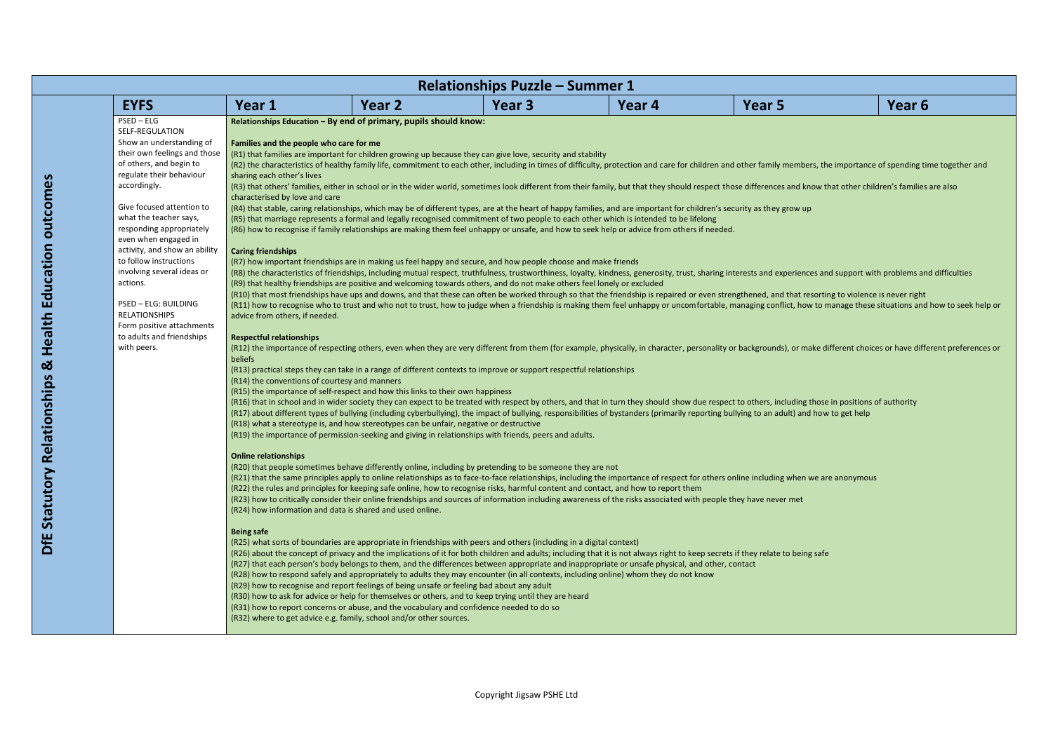# Relationships Puzzle – Summer 1

**DfE Statutory Relationships & Health Education outcomes**

| EYFS | Year 1 | Year 2 | Year 3 | Year 4 | Year 5 | Year 6 |
|---|---|---|---|---|---|---|
| PSED – ELG SELF-REGULATION<br>Show an understanding of their own feelings and those of others, and begin to regulate their behaviour accordingly.<br><br>Give focused attention to what the teacher says, responding appropriately even when engaged in activity, and show an ability to follow instructions involving several ideas or actions.<br><br>PSED – ELG: BUILDING RELATIONSHIPS<br>Form positive attachments to adults and friendships with peers. | See below (spans Year 1 – Year 6) | | | | | |

**Relationships Education – By end of primary, pupils should know:**

**Families and the people who care for me**

(R1) that families are important for children growing up because they can give love, security and stability

(R2) the characteristics of healthy family life, commitment to each other, including in times of difficulty, protection and care for children and other family members, the importance of spending time together and sharing each other's lives

(R3) that others' families, either in school or in the wider world, sometimes look different from their family, but that they should respect those differences and know that other children's families are also characterised by love and care

(R4) that stable, caring relationships, which may be of different types, are at the heart of happy families, and are important for children's security as they grow up

(R5) that marriage represents a formal and legally recognised commitment of two people to each other which is intended to be lifelong

(R6) how to recognise if family relationships are making them feel unhappy or unsafe, and how to seek help or advice from others if needed.

**Caring friendships**

(R7) how important friendships are in making us feel happy and secure, and how people choose and make friends

(R8) the characteristics of friendships, including mutual respect, truthfulness, trustworthiness, loyalty, kindness, generosity, trust, sharing interests and experiences and support with problems and difficulties

(R9) that healthy friendships are positive and welcoming towards others, and do not make others feel lonely or excluded

(R10) that most friendships have ups and downs, and that these can often be worked through so that the friendship is repaired or even strengthened, and that resorting to violence is never right

(R11) how to recognise who to trust and who not to trust, how to judge when a friendship is making them feel unhappy or uncomfortable, managing conflict, how to manage these situations and how to seek help or advice from others, if needed.

**Respectful relationships**

(R12) the importance of respecting others, even when they are very different from them (for example, physically, in character, personality or backgrounds), or make different choices or have different preferences or beliefs

(R13) practical steps they can take in a range of different contexts to improve or support respectful relationships

(R14) the conventions of courtesy and manners

(R15) the importance of self-respect and how this links to their own happiness

(R16) that in school and in wider society they can expect to be treated with respect by others, and that in turn they should show due respect to others, including those in positions of authority

(R17) about different types of bullying (including cyberbullying), the impact of bullying, responsibilities of bystanders (primarily reporting bullying to an adult) and how to get help

(R18) what a stereotype is, and how stereotypes can be unfair, negative or destructive

(R19) the importance of permission-seeking and giving in relationships with friends, peers and adults.

**Online relationships**

(R20) that people sometimes behave differently online, including by pretending to be someone they are not

(R21) that the same principles apply to online relationships as to face-to-face relationships, including the importance of respect for others online including when we are anonymous

(R22) the rules and principles for keeping safe online, how to recognise risks, harmful content and contact, and how to report them

(R23) how to critically consider their online friendships and sources of information including awareness of the risks associated with people they have never met

(R24) how information and data is shared and used online.

**Being safe**

(R25) what sorts of boundaries are appropriate in friendships with peers and others (including in a digital context)

(R26) about the concept of privacy and the implications of it for both children and adults; including that it is not always right to keep secrets if they relate to being safe

(R27) that each person's body belongs to them, and the differences between appropriate and inappropriate or unsafe physical, and other, contact

(R28) how to respond safely and appropriately to adults they may encounter (in all contexts, including online) whom they do not know

(R29) how to recognise and report feelings of being unsafe or feeling bad about any adult

(R30) how to ask for advice or help for themselves or others, and to keep trying until they are heard

(R31) how to report concerns or abuse, and the vocabulary and confidence needed to do so

(R32) where to get advice e.g. family, school and/or other sources.

Copyright Jigsaw PSHE Ltd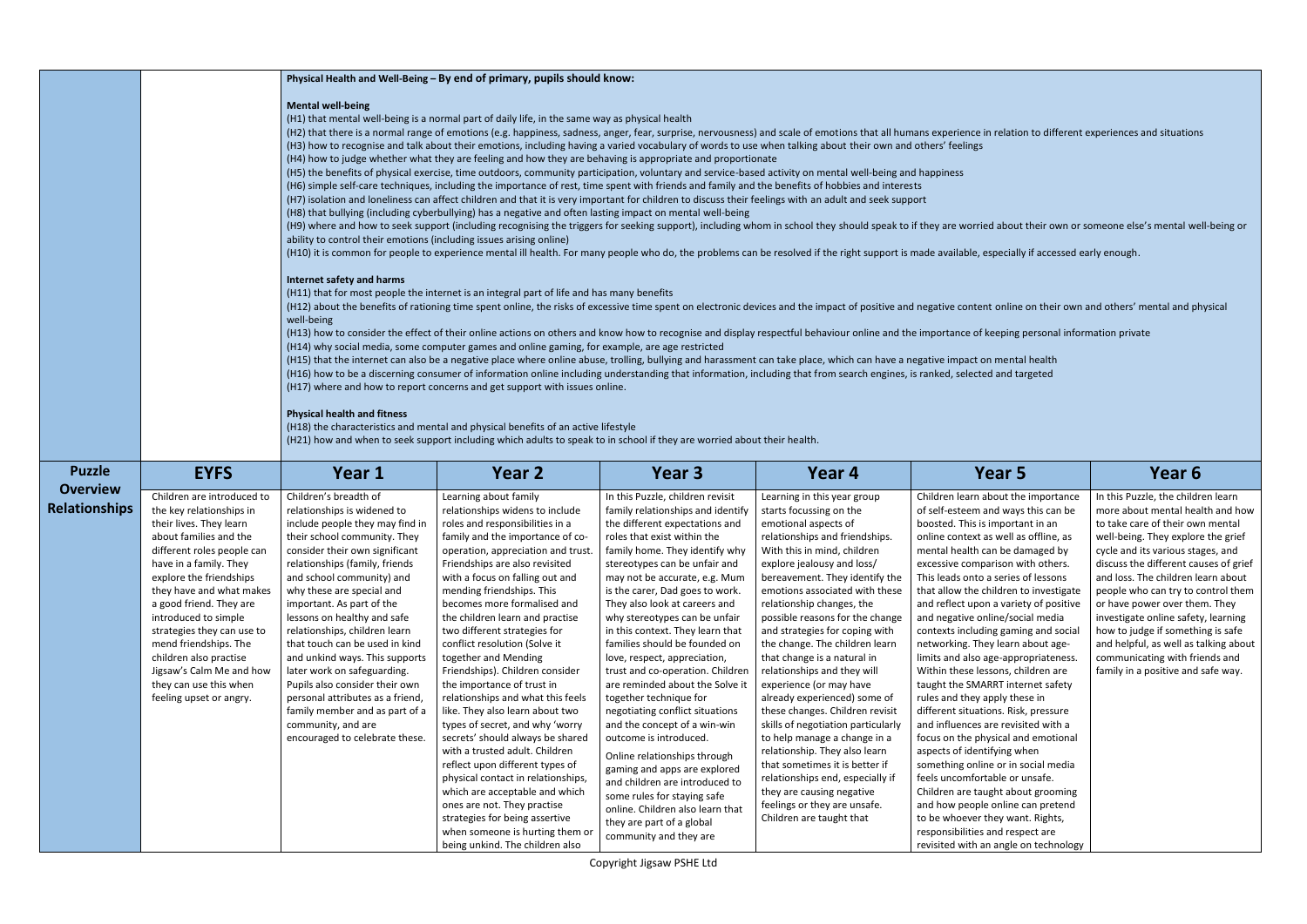**Physical Health and Well-Being – By end of primary, pupils should know:**

**Mental well-being**

(H1) that mental well-being is a normal part of daily life, in the same way as physical health
(H2) that there is a normal range of emotions (e.g. happiness, sadness, anger, fear, surprise, nervousness) and scale of emotions that all humans experience in relation to different experiences and situations
(H3) how to recognise and talk about their emotions, including having a varied vocabulary of words to use when talking about their own and others' feelings
(H4) how to judge whether what they are feeling and how they are behaving is appropriate and proportionate
(H5) the benefits of physical exercise, time outdoors, community participation, voluntary and service-based activity on mental well-being and happiness
(H6) simple self-care techniques, including the importance of rest, time spent with friends and family and the benefits of hobbies and interests
(H7) isolation and loneliness can affect children and that it is very important for children to discuss their feelings with an adult and seek support
(H8) that bullying (including cyberbullying) has a negative and often lasting impact on mental well-being
(H9) where and how to seek support (including recognising the triggers for seeking support), including whom in school they should speak to if they are worried about their own or someone else's mental well-being or ability to control their emotions (including issues arising online)
(H10) it is common for people to experience mental ill health. For many people who do, the problems can be resolved if the right support is made available, especially if accessed early enough.

**Internet safety and harms**

(H11) that for most people the internet is an integral part of life and has many benefits
(H12) about the benefits of rationing time spent online, the risks of excessive time spent on electronic devices and the impact of positive and negative content online on their own and others' mental and physical well-being
(H13) how to consider the effect of their online actions on others and know how to recognise and display respectful behaviour online and the importance of keeping personal information private
(H14) why social media, some computer games and online gaming, for example, are age restricted
(H15) that the internet can also be a negative place where online abuse, trolling, bullying and harassment can take place, which can have a negative impact on mental health
(H16) how to be a discerning consumer of information online including understanding that information, including that from search engines, is ranked, selected and targeted
(H17) where and how to report concerns and get support with issues online.

**Physical health and fitness**

(H18) the characteristics and mental and physical benefits of an active lifestyle
(H21) how and when to seek support including which adults to speak to in school if they are worried about their health.

| Puzzle Overview | EYFS | Year 1 | Year 2 | Year 3 | Year 4 | Year 5 | Year 6 |
|---|---|---|---|---|---|---|---|
| **Relationships** | Children are introduced to the key relationships in their lives. They learn about families and the different roles people can have in a family. They explore the friendships they have and what makes a good friend. They are introduced to simple strategies they can use to mend friendships. The children also practise Jigsaw's Calm Me and how they can use this when feeling upset or angry. | Children's breadth of relationships is widened to include people they may find in their school community. They consider their own significant relationships (family, friends and school community) and why these are special and important. As part of the lessons on healthy and safe relationships, children learn that touch can be used in kind and unkind ways. This supports later work on safeguarding. Pupils also consider their own personal attributes as a friend, family member and as part of a community, and are encouraged to celebrate these. | Learning about family relationships widens to include roles and responsibilities in a family and the importance of co-operation, appreciation and trust. Friendships are also revisited with a focus on falling out and mending friendships. This becomes more formalised and the children learn and practise two different strategies for conflict resolution (Solve it together and Mending Friendships). Children consider the importance of trust in relationships and what this feels like. They also learn about two types of secret, and why 'worry secrets' should always be shared with a trusted adult. Children reflect upon different types of physical contact in relationships, which are acceptable and which ones are not. They practise strategies for being assertive when someone is hurting them or being unkind. The children also | In this Puzzle, children revisit family relationships and identify the different expectations and roles that exist within the family home. They identify why stereotypes can be unfair and may not be accurate, e.g. Mum is the carer, Dad goes to work. They also look at careers and why stereotypes can be unfair in this context. They learn that families should be founded on love, respect, appreciation, trust and co-operation. Children are reminded about the Solve it together technique for negotiating conflict situations and the concept of a win-win outcome is introduced.<br><br>Online relationships through gaming and apps are explored and children are introduced to some rules for staying safe online. Children also learn that they are part of a global community and they are | Learning in this year group starts focussing on the emotional aspects of relationships and friendships. With this in mind, children explore jealousy and loss/ bereavement. They identify the emotions associated with these relationship changes, the possible reasons for the change and strategies for coping with the change. The children learn that change is a natural in relationships and they will experience (or may have already experienced) some of these changes. Children revisit skills of negotiation particularly to help manage a change in a relationship. They also learn that sometimes it is better if relationships end, especially if they are causing negative feelings or they are unsafe. Children are taught that | Children learn about the importance of self-esteem and ways this can be boosted. This is important in an online context as well as offline, as mental health can be damaged by excessive comparison with others. This leads onto a series of lessons that allow the children to investigate and reflect upon a variety of positive and negative online/social media contexts including gaming and social networking. They learn about age-limits and also age-appropriateness. Within these lessons, children are taught the SMARRT internet safety rules and they apply these in different situations. Risk, pressure and influences are revisited with a focus on the physical and emotional aspects of identifying when something online or in social media feels uncomfortable or unsafe. Children are taught about grooming and how people online can pretend to be whoever they want. Rights, responsibilities and respect are revisited with an angle on technology | In this Puzzle, the children learn more about mental health and how to take care of their own mental well-being. They explore the grief cycle and its various stages, and discuss the different causes of grief and loss. The children learn about people who can try to control them or have power over them. They investigate online safety, learning how to judge if something is safe and helpful, as well as talking about communicating with friends and family in a positive and safe way. |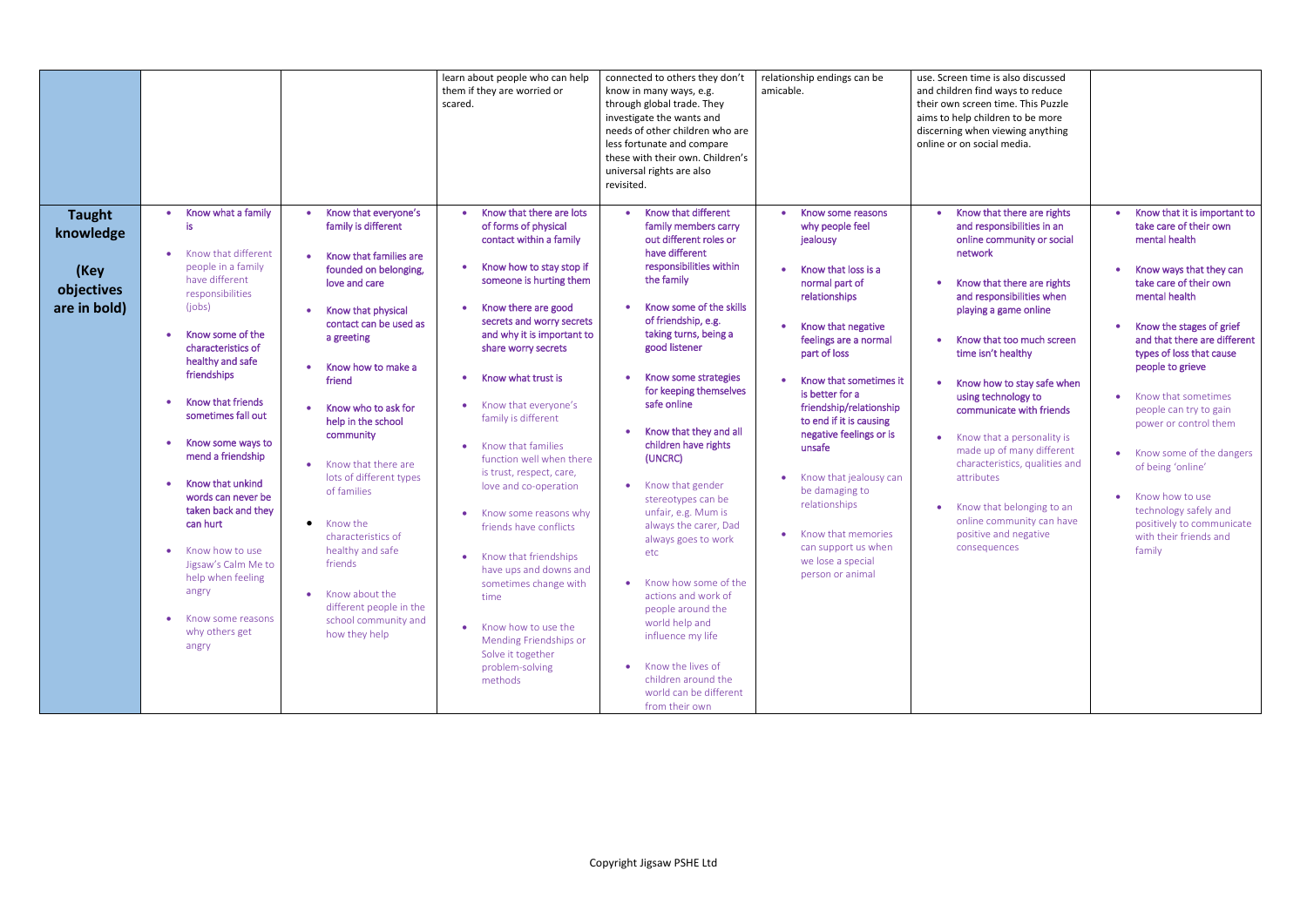| | | | | | | | |
|---|---|---|---|---|---|---|---|
| | | | learn about people who can help them if they are worried or scared. | connected to others they don't know in many ways, e.g. through global trade. They investigate the wants and needs of other children who are less fortunate and compare these with their own. Children's universal rights are also revisited. | relationship endings can be amicable. | use. Screen time is also discussed and children find ways to reduce their own screen time. This Puzzle aims to help children to be more discerning when viewing anything online or on social media. | |
| **Taught knowledge (Key objectives are in bold)** | • **Know what a family is**<br>• Know that different people in a family have different responsibilities (jobs)<br>• **Know some of the characteristics of healthy and safe friendships**<br>• **Know that friends sometimes fall out**<br>• **Know some ways to mend a friendship**<br>• **Know that unkind words can never be taken back and they can hurt**<br>• Know how to use Jigsaw's Calm Me to help when feeling angry<br>• Know some reasons why others get angry | • **Know that everyone's family is different**<br>• **Know that families are founded on belonging, love and care**<br>• **Know that physical contact can be used as a greeting**<br>• **Know how to make a friend**<br>• **Know who to ask for help in the school community**<br>• Know that there are lots of different types of families<br>• Know the characteristics of healthy and safe friends<br>• Know about the different people in the school community and how they help | • **Know that there are lots of forms of physical contact within a family**<br>• **Know how to stay stop if someone is hurting them**<br>• **Know there are good secrets and worry secrets and why it is important to share worry secrets**<br>• **Know what trust is**<br>• Know that everyone's family is different<br>• Know that families function well when there is trust, respect, care, love and co-operation<br>• Know some reasons why friends have conflicts<br>• Know that friendships have ups and downs and sometimes change with time<br>• Know how to use the Mending Friendships or Solve it together problem-solving methods | • **Know that different family members carry out different roles or have different responsibilities within the family**<br>• **Know some of the skills of friendship, e.g. taking turns, being a good listener**<br>• **Know some strategies for keeping themselves safe online**<br>• **Know that they and all children have rights (UNCRC)**<br>• Know that gender stereotypes can be unfair, e.g. Mum is always the carer, Dad always goes to work etc<br>• Know how some of the actions and work of people around the world help and influence my life<br>• Know the lives of children around the world can be different from their own | • **Know some reasons why people feel jealousy**<br>• **Know that loss is a normal part of relationships**<br>• **Know that negative feelings are a normal part of loss**<br>• **Know that sometimes it is better for a friendship/relationship to end if it is causing negative feelings or is unsafe**<br>• Know that jealousy can be damaging to relationships<br>• Know that memories can support us when we lose a special person or animal | • **Know that there are rights and responsibilities in an online community or social network**<br>• **Know that there are rights and responsibilities when playing a game online**<br>• **Know that too much screen time isn't healthy**<br>• **Know how to stay safe when using technology to communicate with friends**<br>• Know that a personality is made up of many different characteristics, qualities and attributes<br>• Know that belonging to an online community can have positive and negative consequences | • **Know that it is important to take care of their own mental health**<br>• **Know ways that they can take care of their own mental health**<br>• **Know the stages of grief and that there are different types of loss that cause people to grieve**<br>• Know that sometimes people can try to gain power or control them<br>• Know some of the dangers of being 'online'<br>• Know how to use technology safely and positively to communicate with their friends and family |

Copyright Jigsaw PSHE Ltd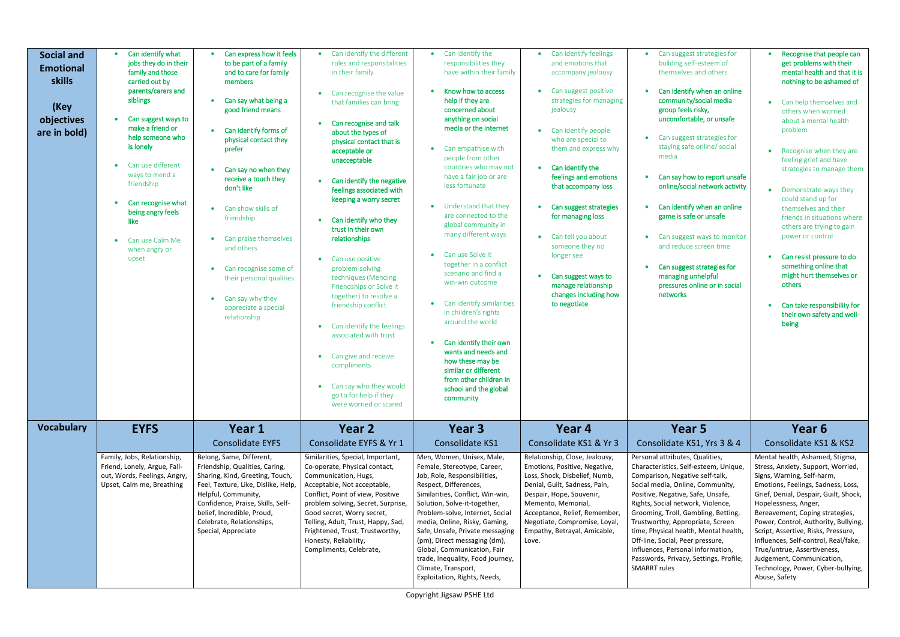| **Social and Emotional skills**<br><br>**(Key objectives are in bold)** | • **Can identify what jobs they do in their family and those carried out by parents/carers and siblings**<br>• **Can suggest ways to make a friend or help someone who is lonely**<br>• Can use different ways to mend a friendship<br>• **Can recognise what being angry feels like**<br>• Can use Calm Me when angry or upset | • **Can express how it feels to be part of a family and to care for family members**<br>• **Can say what being a good friend means**<br>• **Can identify forms of physical contact they prefer**<br>• **Can say no when they receive a touch they don't like**<br>• Can show skills of friendship<br>• Can praise themselves and others<br>• Can recognise some of their personal qualities<br>• Can say why they appreciate a special relationship | • Can identify the different roles and responsibilities in their family<br>• Can recognise the value that families can bring<br>• **Can recognise and talk about the types of physical contact that is acceptable or unacceptable**<br>• **Can identify the negative feelings associated with keeping a worry secret**<br>• **Can identify who they trust in their own relationships**<br>• Can use positive problem-solving techniques (Mending Friendships or Solve it together) to resolve a friendship conflict<br>• Can identify the feelings associated with trust<br>• Can give and receive compliments<br>• Can say who they would go to for help if they were worried or scared | • Can identify the responsibilities they have within their family<br>• **Know how to access help if they are concerned about anything on social media or the internet**<br>• Can empathise with people from other countries who may not have a fair job or are less fortunate<br>• Understand that they are connected to the global community in many different ways<br>• Can use Solve it together in a conflict scenario and find a win-win outcome<br>• Can identify similarities in children's rights around the world<br>• **Can identify their own wants and needs and how these may be similar or different from other children in school and the global community** | • Can identify feelings and emotions that accompany jealousy<br>• Can suggest positive strategies for managing jealousy<br>• Can identify people who are special to them and express why<br>• **Can identify the feelings and emotions that accompany loss**<br>• **Can suggest strategies for managing loss**<br>• Can tell you about someone they no longer see<br>• **Can suggest ways to manage relationship changes including how to negotiate** | • Can suggest strategies for building self-esteem of themselves and others<br>• **Can identify when an online community/social media group feels risky, uncomfortable, or unsafe**<br>• Can suggest strategies for staying safe online/ social media<br>• **Can say how to report unsafe online/social network activity**<br>• **Can identify when an online game is safe or unsafe**<br>• Can suggest ways to monitor and reduce screen time<br>• **Can suggest strategies for managing unhelpful pressures online or in social networks** | • **Recognise that people can get problems with their mental health and that it is nothing to be ashamed of**<br>• Can help themselves and others when worried about a mental health problem<br>• Recognise when they are feeling grief and have strategies to manage them<br>• Demonstrate ways they could stand up for themselves and their friends in situations where others are trying to gain power or control<br>• **Can resist pressure to do something online that might hurt themselves or others**<br>• **Can take responsibility for their own safety and well-being** |
|---|---|---|---|---|---|---|---|
| **Vocabulary** | **EYFS** | **Year 1**<br>Consolidate EYFS | **Year 2**<br>Consolidate EYFS & Yr 1 | **Year 3**<br>Consolidate KS1 | **Year 4**<br>Consolidate KS1 & Yr 3 | **Year 5**<br>Consolidate KS1, Yrs 3 & 4 | **Year 6**<br>Consolidate KS1 & KS2 |
| | Family, Jobs, Relationship, Friend, Lonely, Argue, Fall-out, Words, Feelings, Angry, Upset, Calm me, Breathing | Belong, Same, Different, Friendship, Qualities, Caring, Sharing, Kind, Greeting, Touch, Feel, Texture, Like, Dislike, Help, Helpful, Community, Confidence, Praise, Skills, Self-belief, Incredible, Proud, Celebrate, Relationships, Special, Appreciate | Similarities, Special, Important, Co-operate, Physical contact, Communication, Hugs, Acceptable, Not acceptable, Conflict, Point of view, Positive problem solving, Secret, Surprise, Good secret, Worry secret, Telling, Adult, Trust, Happy, Sad, Frightened, Trust, Trustworthy, Honesty, Reliability, Compliments, Celebrate, | Men, Women, Unisex, Male, Female, Stereotype, Career, Job, Role, Responsibilities, Respect, Differences, Similarities, Conflict, Win-win, Solution, Solve-it-together, Problem-solve, Internet, Social media, Online, Risky, Gaming, Safe, Unsafe, Private messaging (pm), Direct messaging (dm), Global, Communication, Fair trade, Inequality, Food journey, Climate, Transport, Exploitation, Rights, Needs, | Relationship, Close, Jealousy, Emotions, Positive, Negative, Loss, Shock, Disbelief, Numb, Denial, Guilt, Sadness, Pain, Despair, Hope, Souvenir, Memento, Memorial, Acceptance, Relief, Remember, Negotiate, Compromise, Loyal, Empathy, Betrayal, Amicable, Love. | Personal attributes, Qualities, Characteristics, Self-esteem, Unique, Comparison, Negative self-talk, Social media, Online, Community, Positive, Negative, Safe, Unsafe, Rights, Social network, Violence, Grooming, Troll, Gambling, Betting, Trustworthy, Appropriate, Screen time, Physical health, Mental health, Off-line, Social, Peer pressure, Influences, Personal information, Passwords, Privacy, Settings, Profile, SMARRT rules | Mental health, Ashamed, Stigma, Stress, Anxiety, Support, Worried, Signs, Warning, Self-harm, Emotions, Feelings, Sadness, Loss, Grief, Denial, Despair, Guilt, Shock, Hopelessness, Anger, Bereavement, Coping strategies, Power, Control, Authority, Bullying, Script, Assertive, Risks, Pressure, Influences, Self-control, Real/fake, True/untrue, Assertiveness, Judgement, Communication, Technology, Power, Cyber-bullying, Abuse, Safety |

Copyright Jigsaw PSHE Ltd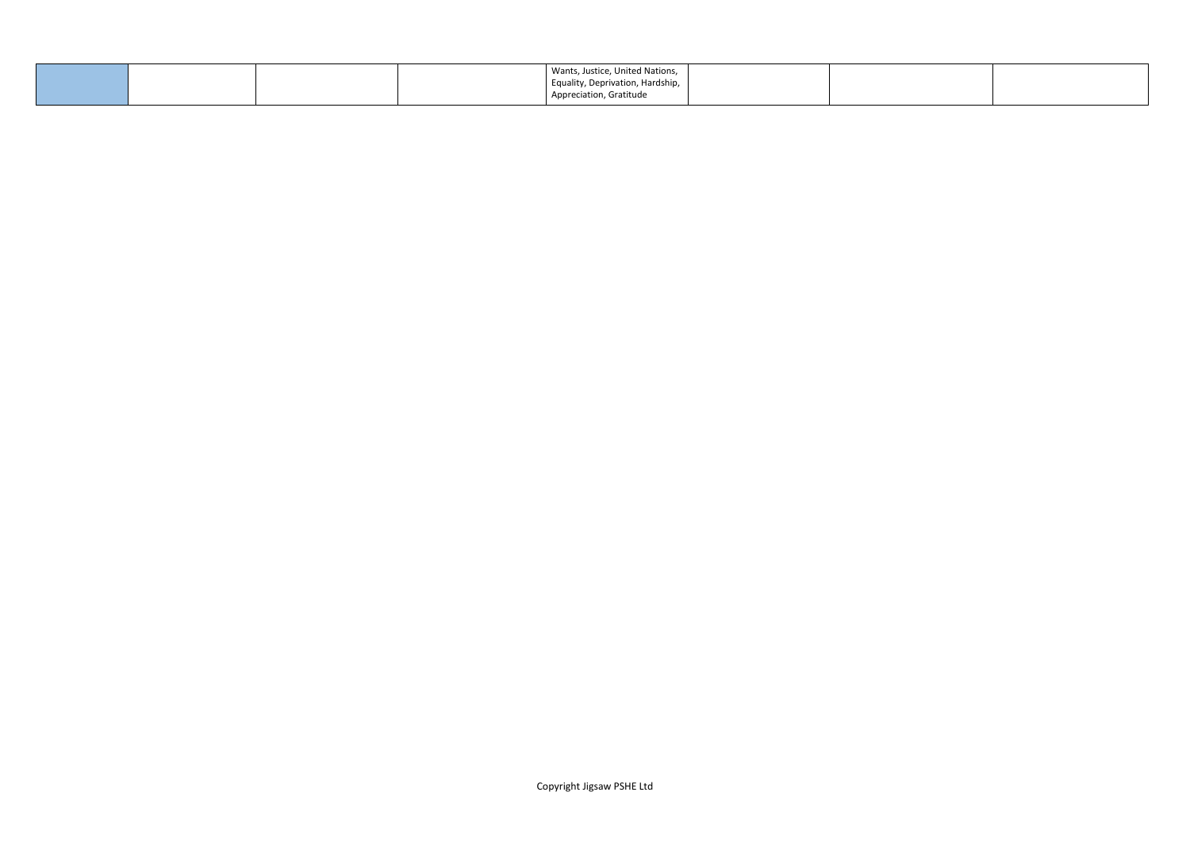| | | | | | | | |
|---|---|---|---|---|---|---|---|
| | | | | Wants, Justice, United Nations, Equality, Deprivation, Hardship, Appreciation, Gratitude | | | |

Copyright Jigsaw PSHE Ltd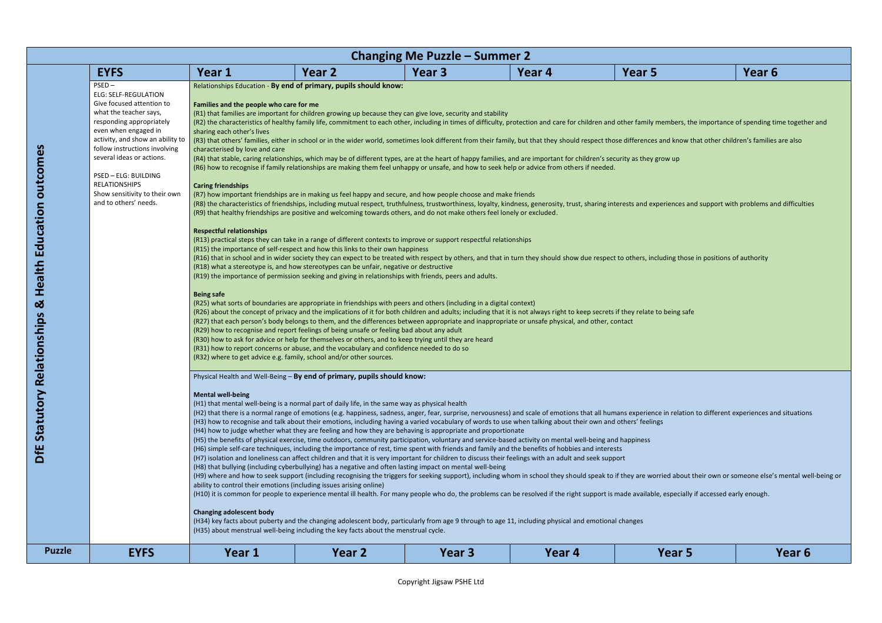# Changing Me Puzzle – Summer 2

| | EYFS | Year 1 | Year 2 | Year 3 | Year 4 | Year 5 | Year 6 |
|---|---|---|---|---|---|---|---|
| DfE Statutory Relationships & Health Education outcomes | PSED – ELG: SELF-REGULATION Give focused attention to what the teacher says, responding appropriately even when engaged in activity, and show an ability to follow instructions involving several ideas or actions.<br><br>PSED – ELG: BUILDING RELATIONSHIPS Show sensitivity to their own and to others' needs. | Relationships Education - **By end of primary, pupils should know:**<br><br>**Families and the people who care for me**<br>(R1) that families are important for children growing up because they can give love, security and stability<br>(R2) the characteristics of healthy family life, commitment to each other, including in times of difficulty, protection and care for children and other family members, the importance of spending time together and sharing each other's lives<br>(R3) that others' families, either in school or in the wider world, sometimes look different from their family, but that they should respect those differences and know that other children's families are also characterised by love and care<br>(R4) that stable, caring relationships, which may be of different types, are at the heart of happy families, and are important for children's security as they grow up<br>(R6) how to recognise if family relationships are making them feel unhappy or unsafe, and how to seek help or advice from others if needed.<br><br>**Caring friendships**<br>(R7) how important friendships are in making us feel happy and secure, and how people choose and make friends<br>(R8) the characteristics of friendships, including mutual respect, truthfulness, trustworthiness, loyalty, kindness, generosity, trust, sharing interests and experiences and support with problems and difficulties<br>(R9) that healthy friendships are positive and welcoming towards others, and do not make others feel lonely or excluded.<br><br>**Respectful relationships**<br>(R13) practical steps they can take in a range of different contexts to improve or support respectful relationships<br>(R15) the importance of self-respect and how this links to their own happiness<br>(R16) that in school and in wider society they can expect to be treated with respect by others, and that in turn they should show due respect to others, including those in positions of authority<br>(R18) what a stereotype is, and how stereotypes can be unfair, negative or destructive<br>(R19) the importance of permission seeking and giving in relationships with friends, peers and adults.<br><br>**Being safe**<br>(R25) what sorts of boundaries are appropriate in friendships with peers and others (including in a digital context)<br>(R26) about the concept of privacy and the implications of it for both children and adults; including that it is not always right to keep secrets if they relate to being safe<br>(R27) that each person's body belongs to them, and the differences between appropriate and inappropriate or unsafe physical, and other, contact<br>(R29) how to recognise and report feelings of being unsafe or feeling bad about any adult<br>(R30) how to ask for advice or help for themselves or others, and to keep trying until they are heard<br>(R31) how to report concerns or abuse, and the vocabulary and confidence needed to do so<br>(R32) where to get advice e.g. family, school and/or other sources.<br><br>Physical Health and Well-Being – **By end of primary, pupils should know:**<br><br>**Mental well-being**<br>(H1) that mental well-being is a normal part of daily life, in the same way as physical health<br>(H2) that there is a normal range of emotions (e.g. happiness, sadness, anger, fear, surprise, nervousness) and scale of emotions that all humans experience in relation to different experiences and situations<br>(H3) how to recognise and talk about their emotions, including having a varied vocabulary of words to use when talking about their own and others' feelings<br>(H4) how to judge whether what they are feeling and how they are behaving is appropriate and proportionate<br>(H5) the benefits of physical exercise, time outdoors, community participation, voluntary and service-based activity on mental well-being and happiness<br>(H6) simple self-care techniques, including the importance of rest, time spent with friends and family and the benefits of hobbies and interests<br>(H7) isolation and loneliness can affect children and that it is very important for children to discuss their feelings with an adult and seek support<br>(H8) that bullying (including cyberbullying) has a negative and often lasting impact on mental well-being<br>(H9) where and how to seek support (including recognising the triggers for seeking support), including whom in school they should speak to if they are worried about their own or someone else's mental well-being or ability to control their emotions (including issues arising online)<br>(H10) it is common for people to experience mental ill health. For many people who do, the problems can be resolved if the right support is made available, especially if accessed early enough.<br><br>**Changing adolescent body**<br>(H34) key facts about puberty and the changing adolescent body, particularly from age 9 through to age 11, including physical and emotional changes<br>(H35) about menstrual well-being including the key facts about the menstrual cycle. | | | | | |
| **Puzzle** | **EYFS** | **Year 1** | **Year 2** | **Year 3** | **Year 4** | **Year 5** | **Year 6** |

Copyright Jigsaw PSHE Ltd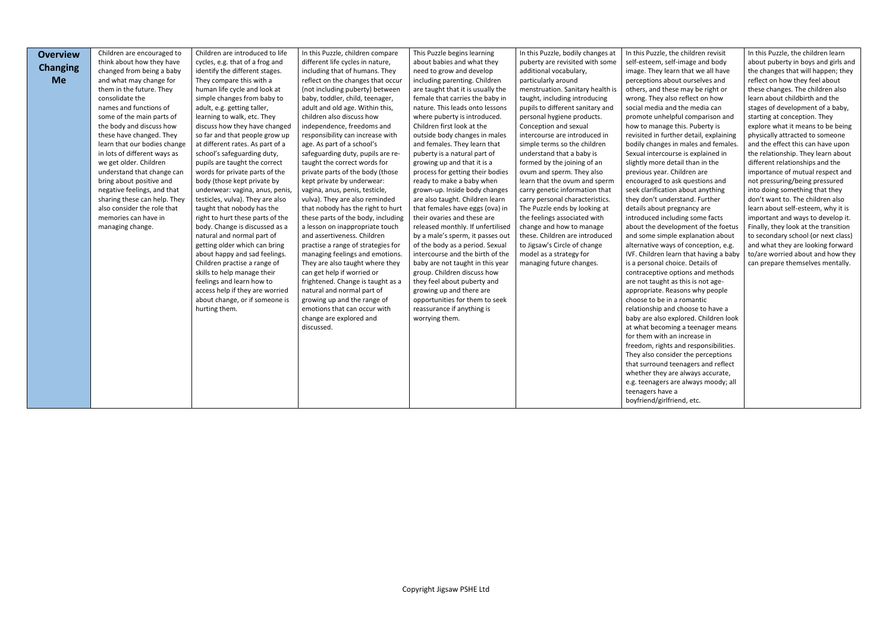| **Overview Changing Me** | Children are encouraged to think about how they have changed from being a baby and what may change for them in the future. They consolidate the names and functions of some of the main parts of the body and discuss how these have changed. They learn that our bodies change in lots of different ways as we get older. Children understand that change can bring about positive and negative feelings, and that sharing these can help. They also consider the role that memories can have in managing change. | Children are introduced to life cycles, e.g. that of a frog and identify the different stages. They compare this with a human life cycle and look at simple changes from baby to adult, e.g. getting taller, learning to walk, etc. They discuss how they have changed so far and that people grow up at different rates. As part of a school's safeguarding duty, pupils are taught the correct words for private parts of the body (those kept private by underwear: vagina, anus, penis, testicles, vulva). They are also taught that nobody has the right to hurt these parts of the body. Change is discussed as a natural and normal part of getting older which can bring about happy and sad feelings. Children practise a range of skills to help manage their feelings and learn how to access help if they are worried about change, or if someone is hurting them. | In this Puzzle, children compare different life cycles in nature, including that of humans. They reflect on the changes that occur (not including puberty) between baby, toddler, child, teenager, adult and old age. Within this, children also discuss how independence, freedoms and responsibility can increase with age. As part of a school's safeguarding duty, pupils are re-taught the correct words for private parts of the body (those kept private by underwear: vagina, anus, penis, testicle, vulva). They are also reminded that nobody has the right to hurt these parts of the body, including a lesson on inappropriate touch and assertiveness. Children practise a range of strategies for managing feelings and emotions. They are also taught where they can get help if worried or frightened. Change is taught as a natural and normal part of growing up and the range of emotions that can occur with change are explored and discussed. | This Puzzle begins learning about babies and what they need to grow and develop including parenting. Children are taught that it is usually the female that carries the baby in nature. This leads onto lessons where puberty is introduced. Children first look at the outside body changes in males and females. They learn that puberty is a natural part of growing up and that it is a process for getting their bodies ready to make a baby when grown-up. Inside body changes are also taught. Children learn that females have eggs (ova) in their ovaries and these are released monthly. If unfertilised by a male's sperm, it passes out of the body as a period. Sexual intercourse and the birth of the baby are not taught in this year group. Children discuss how they feel about puberty and growing up and there are opportunities for them to seek reassurance if anything is worrying them. | In this Puzzle, bodily changes at puberty are revisited with some additional vocabulary, particularly around menstruation. Sanitary health is taught, including introducing pupils to different sanitary and personal hygiene products. Conception and sexual intercourse are introduced in simple terms so the children understand that a baby is formed by the joining of an ovum and sperm. They also learn that the ovum and sperm carry genetic information that carry personal characteristics. The Puzzle ends by looking at change and how to manage the feelings associated with these. Children are introduced to Jigsaw's Circle of change model as a strategy for managing future changes. | In this Puzzle, the children revisit self-esteem, self-image and body image. They learn that we all have perceptions about ourselves and others, and these may be right or wrong. They also reflect on how social media and the media can promote unhelpful comparison and how to manage this. Puberty is revisited in further detail, explaining bodily changes in males and females. Sexual intercourse is explained in slightly more detail than in the previous year. Children are encouraged to ask questions and seek clarification about anything they don't understand. Further details about pregnancy are introduced including some facts about the development of the foetus and some simple explanation about alternative ways of conception, e.g. IVF. Children learn that having a baby is a personal choice. Details of contraceptive options and methods are not taught as this is not age-appropriate. Reasons why people choose to be in a romantic relationship and choose to have a baby are also explored. Children look at what becoming a teenager means for them with an increase in freedom, rights and responsibilities. They also consider the perceptions that surround teenagers and reflect whether they are always accurate, e.g. teenagers are always moody; all teenagers have a boyfriend/girlfriend, etc. | In this Puzzle, the children learn about puberty in boys and girls and the changes that will happen; they reflect on how they feel about these changes. The children also learn about childbirth and the stages of development of a baby, starting at conception. They explore what it means to be being physically attracted to someone and the effect this can have upon the relationship. They learn about different relationships and the importance of mutual respect and not pressuring/being pressured into doing something that they don't want to. The children also learn about self-esteem, why it is important and ways to develop it. Finally, they look at the transition to secondary school (or next class) and what they are looking forward to/are worried about and how they can prepare themselves mentally. |
|---|---|---|---|---|---|---|---|

Copyright Jigsaw PSHE Ltd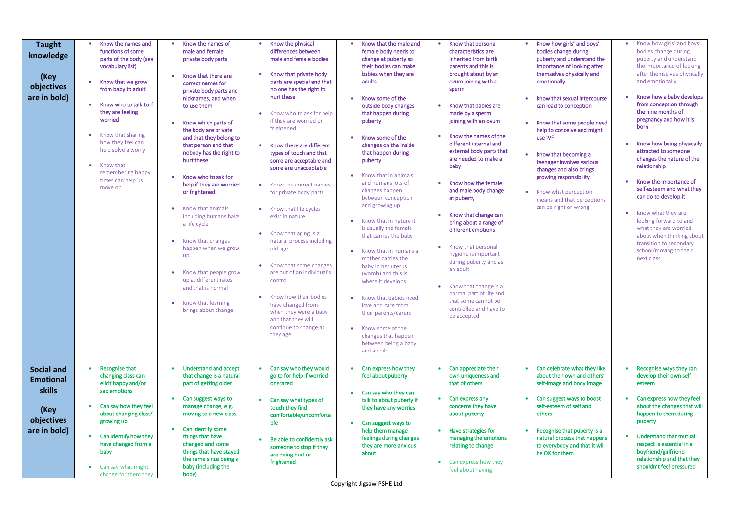| | | | | | | | |
|---|---|---|---|---|---|---|---|
| **Taught knowledge**<br><br>**(Key objectives are in bold)** | • **Know the names and functions of some parts of the body (see vocabulary list)**<br>• **Know that we grow from baby to adult**<br>• **Know who to talk to if they are feeling worried**<br>• Know that sharing how they feel can help solve a worry<br>• Know that remembering happy times can help us move on | • **Know the names of male and female private body parts**<br>• **Know that there are correct names for private body parts and nicknames, and when to use them**<br>• **Know which parts of the body are private and that they belong to that person and that nobody has the right to hurt these**<br>• **Know who to ask for help if they are worried or frightened**<br>• Know that animals including humans have a life cycle<br>• Know that changes happen when we grow up<br>• Know that people grow up at different rates and that is normal<br>• Know that learning brings about change | • **Know the physical differences between male and female bodies**<br>• **Know that private body parts are special and that no one has the right to hurt these**<br>• Know who to ask for help if they are worried or frightened<br>• **Know there are different types of touch and that some are acceptable and some are unacceptable**<br>• Know the correct names for private body parts<br>• Know that life cycles exist in nature<br>• Know that aging is a natural process including old age<br>• Know that some changes are out of an individual's control<br>• Know how their bodies have changed from when they were a baby and that they will continue to change as they age | • **Know that the male and female body needs to change at puberty so their bodies can make babies when they are adults**<br>• **Know some of the outside body changes that happen during puberty**<br>• **Know some of the changes on the inside that happen during puberty**<br>• Know that in animals and humans lots of changes happen between conception and growing up<br>• Know that in nature it is usually the female that carries the baby<br>• Know that in humans a mother carries the baby in her uterus (womb) and this is where it develops<br>• Know that babies need love and care from their parents/carers<br>• Know some of the changes that happen between being a baby and a child | • **Know that personal characteristics are inherited from birth parents and this is brought about by an ovum joining with a sperm**<br>• **Know that babies are made by a sperm joining with an ovum**<br>• **Know the names of the different internal and external body parts that are needed to make a baby**<br>• **Know how the female and male body change at puberty**<br>• **Know that change can bring about a range of different emotions**<br>• Know that personal hygiene is important during puberty and as an adult<br>• Know that change is a normal part of life and that some cannot be controlled and have to be accepted | • **Know how girls' and boys' bodies change during puberty and understand the importance of looking after themselves physically and emotionally**<br>• **Know that sexual intercourse can lead to conception**<br>• **Know that some people need help to conceive and might use IVF**<br>• **Know that becoming a teenager involves various changes and also brings growing responsibility**<br>• Know what perception means and that perceptions can be right or wrong | • Know how girls' and boys' bodies change during puberty and understand the importance of looking after themselves physically and emotionally<br>• **Know how a baby develops from conception through the nine months of pregnancy and how it is born**<br>• **Know how being physically attracted to someone changes the nature of the relationship**<br>• **Know the importance of self-esteem and what they can do to develop it**<br>• Know what they are looking forward to and what they are worried about when thinking about transition to secondary school/moving to their next class |
| **Social and Emotional skills**<br><br>**(Key objectives are in bold)** | • **Recognise that changing class can elicit happy and/or sad emotions**<br>• **Can say how they feel about changing class/ growing up**<br>• **Can identify how they have changed from a baby**<br>• Can say what might change for them they | • **Understand and accept that change is a natural part of getting older**<br>• **Can suggest ways to manage change, e.g. moving to a new class**<br>• **Can identify some things that have changed and some things that have stayed the same since being a baby (including the body)** | • **Can say who they would go to for help if worried or scared**<br>• **Can say what types of touch they find comfortable/uncomfortable**<br>• **Be able to confidently ask someone to stop if they are being hurt or frightened** | • **Can express how they feel about puberty**<br>• **Can say who they can talk to about puberty if they have any worries**<br>• **Can suggest ways to help them manage feelings during changes they are more anxious about** | • **Can appreciate their own uniqueness and that of others**<br>• **Can express any concerns they have about puberty**<br>• **Have strategies for managing the emotions relating to change**<br>• Can express how they feel about having | • **Can celebrate what they like about their own and others' self-image and body image**<br>• **Can suggest ways to boost self-esteem of self and others**<br>• **Recognise that puberty is a natural process that happens to everybody and that it will be OK for them** | • **Recognise ways they can develop their own self-esteem**<br>• **Can express how they feel about the changes that will happen to them during puberty**<br>• **Understand that mutual respect is essential in a boyfriend/girlfriend relationship and that they shouldn't feel pressured** |

Copyright Jigsaw PSHE Ltd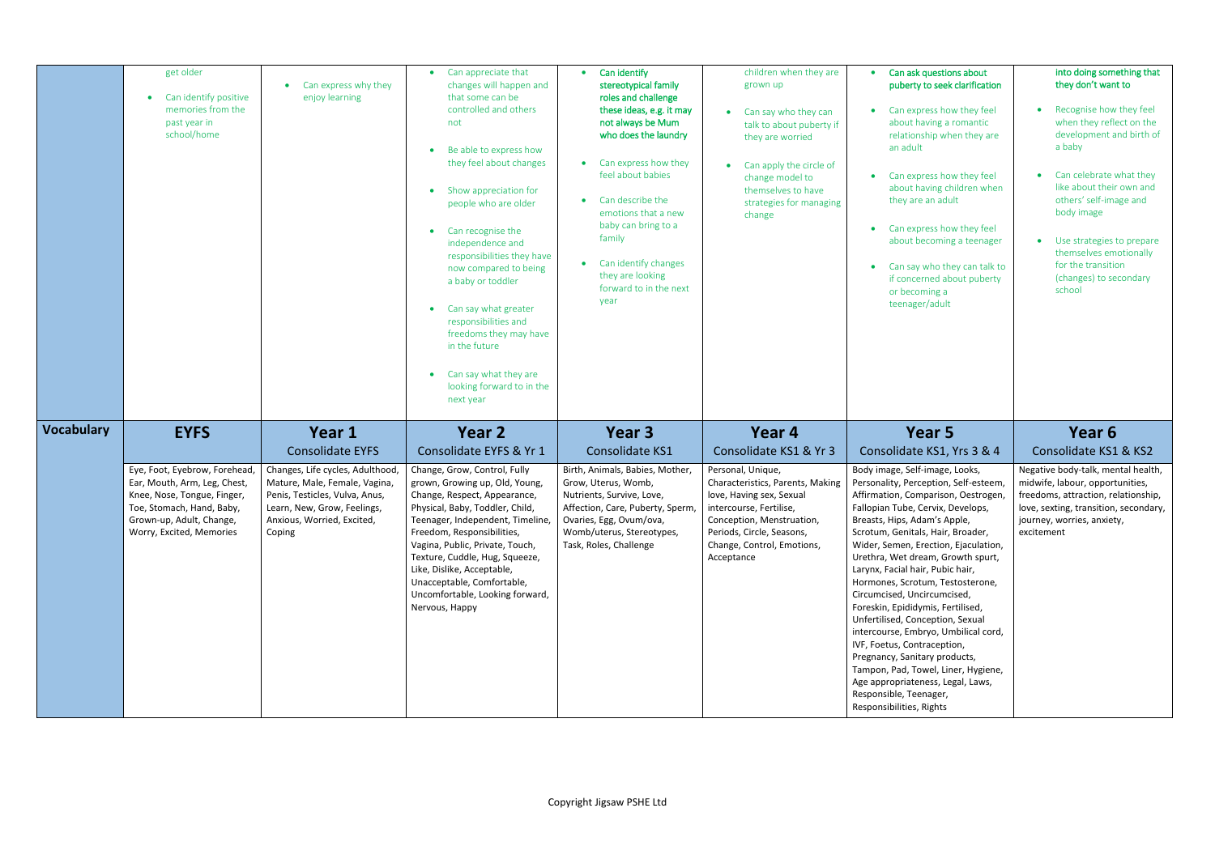| | | | | | | | |
|---|---|---|---|---|---|---|---|
| | • get older<br>• Can identify positive memories from the past year in school/home | • Can express why they enjoy learning | • Can appreciate that changes will happen and that some can be controlled and others not<br>• Be able to express how they feel about changes<br>• Show appreciation for people who are older<br>• Can recognise the independence and responsibilities they have now compared to being a baby or toddler<br>• Can say what greater responsibilities and freedoms they may have in the future<br>• Can say what they are looking forward to in the next year | • **Can identify stereotypical family roles and challenge these ideas, e.g. it may not always be Mum who does the laundry**<br>• Can express how they feel about babies<br>• Can describe the emotions that a new baby can bring to a family<br>• Can identify changes they are looking forward to in the next year | children when they are grown up<br>• Can say who they can talk to about puberty if they are worried<br>• Can apply the circle of change model to themselves to have strategies for managing change | • **Can ask questions about puberty to seek clarification**<br>• Can express how they feel about having a romantic relationship when they are an adult<br>• Can express how they feel about having children when they are an adult<br>• Can express how they feel about becoming a teenager<br>• Can say who they can talk to if concerned about puberty or becoming a teenager/adult | **into doing something that they don't want to**<br>• Recognise how they feel when they reflect on the development and birth of a baby<br>• Can celebrate what they like about their own and others' self-image and body image<br>• Use strategies to prepare themselves emotionally for the transition (changes) to secondary school |
| **Vocabulary** | **EYFS** | **Year 1**<br>Consolidate EYFS | **Year 2**<br>Consolidate EYFS & Yr 1 | **Year 3**<br>Consolidate KS1 | **Year 4**<br>Consolidate KS1 & Yr 3 | **Year 5**<br>Consolidate KS1, Yrs 3 & 4 | **Year 6**<br>Consolidate KS1 & KS2 |
| | Eye, Foot, Eyebrow, Forehead, Ear, Mouth, Arm, Leg, Chest, Knee, Nose, Tongue, Finger, Toe, Stomach, Hand, Baby, Grown-up, Adult, Change, Worry, Excited, Memories | Changes, Life cycles, Adulthood, Mature, Male, Female, Vagina, Penis, Testicles, Vulva, Anus, Learn, New, Grow, Feelings, Anxious, Worried, Excited, Coping | Change, Grow, Control, Fully grown, Growing up, Old, Young, Change, Respect, Appearance, Physical, Baby, Toddler, Child, Teenager, Independent, Timeline, Freedom, Responsibilities, Vagina, Public, Private, Touch, Texture, Cuddle, Hug, Squeeze, Like, Dislike, Acceptable, Unacceptable, Comfortable, Uncomfortable, Looking forward, Nervous, Happy | Birth, Animals, Babies, Mother, Grow, Uterus, Womb, Nutrients, Survive, Love, Affection, Care, Puberty, Sperm, Ovaries, Egg, Ovum/ova, Womb/uterus, Stereotypes, Task, Roles, Challenge | Personal, Unique, Characteristics, Parents, Making love, Having sex, Sexual intercourse, Fertilise, Conception, Menstruation, Periods, Circle, Seasons, Change, Control, Emotions, Acceptance | Body image, Self-image, Looks, Personality, Perception, Self-esteem, Affirmation, Comparison, Oestrogen, Fallopian Tube, Cervix, Develops, Breasts, Hips, Adam's Apple, Scrotum, Genitals, Hair, Broader, Wider, Semen, Erection, Ejaculation, Urethra, Wet dream, Growth spurt, Larynx, Facial hair, Pubic hair, Hormones, Scrotum, Testosterone, Circumcised, Uncircumcised, Foreskin, Epididymis, Fertilised, Unfertilised, Conception, Sexual intercourse, Embryo, Umbilical cord, IVF, Foetus, Contraception, Pregnancy, Sanitary products, Tampon, Pad, Towel, Liner, Hygiene, Age appropriateness, Legal, Laws, Responsible, Teenager, Responsibilities, Rights | Negative body-talk, mental health, midwife, labour, opportunities, freedoms, attraction, relationship, love, sexting, transition, secondary, journey, worries, anxiety, excitement |

Copyright Jigsaw PSHE Ltd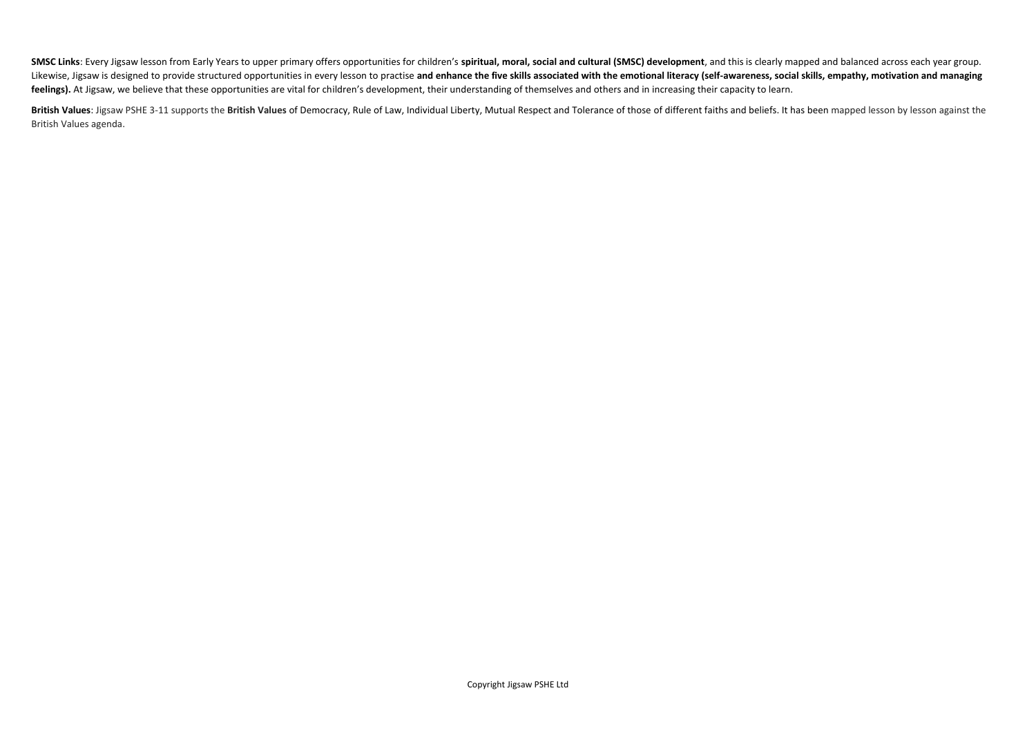**SMSC Links**: Every Jigsaw lesson from Early Years to upper primary offers opportunities for children's **spiritual, moral, social and cultural (SMSC) development**, and this is clearly mapped and balanced across each year group. Likewise, Jigsaw is designed to provide structured opportunities in every lesson to practise **and enhance the five skills associated with the emotional literacy (self-awareness, social skills, empathy, motivation and managing feelings).** At Jigsaw, we believe that these opportunities are vital for children's development, their understanding of themselves and others and in increasing their capacity to learn.

**British Values**: Jigsaw PSHE 3-11 supports the **British Values** of Democracy, Rule of Law, Individual Liberty, Mutual Respect and Tolerance of those of different faiths and beliefs. It has been mapped lesson by lesson against the British Values agenda.

Copyright Jigsaw PSHE Ltd